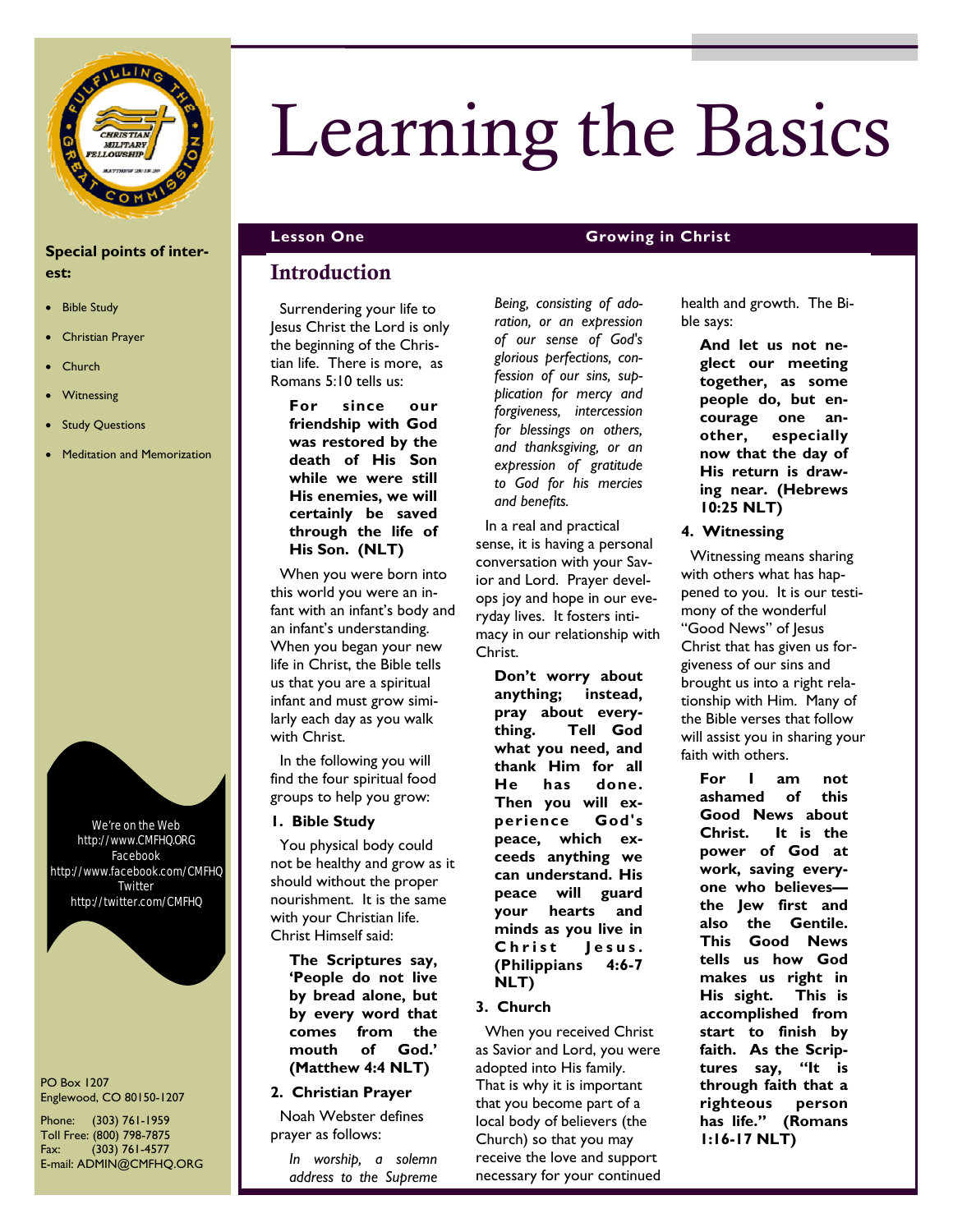# Learning the Basics

**Lesson One** **Growing in Christ**

## Introduction

Surrendering your life to Jesus Christ the Lord is only the beginning of the Christian life. There is more, as Romans 5:10 tells us:

> **For since our friendship with God was restored by the death of His Son while we were still His enemies, we will certainly be saved through the life of His Son. (NLT)**

When you were born into this world you were an infant with an infant's body and an infant's understanding. When you began your new life in Christ, the Bible tells us that you are a spiritual infant and must grow similarly each day as you walk with Christ.

In the following you will find the four spiritual food groups to help you grow:

### 1. Bible Study

You physical body could not be healthy and grow as it should without the proper nourishment. It is the same with your Christian life. Christ Himself said:

> **The Scriptures say, 'People do not live by bread alone, but by every word that comes from the mouth of God.' (Matthew 4:4 NLT)**

### 2. Christian Prayer

Noah Webster defines prayer as follows:

> *In worship, a solemn address to the Supreme Being, consisting of adoration, or an expression of our sense of God's glorious perfections, confession of our sins, supplication for mercy and forgiveness, intercession for blessings on others, and thanksgiving, or an expression of gratitude to God for his mercies and benefits.*

In a real and practical sense, it is having a personal conversation with your Savior and Lord. Prayer develops joy and hope in our everyday lives. It fosters intimacy in our relationship with Christ.

> **Don't worry about anything; instead, pray about everything. Tell God what you need, and thank Him for all He has done. Then you will experience God's peace, which exceeds anything we can understand. His peace will guard your hearts and minds as you live in Christ Jesus. (Philippians 4:6-7 NLT)**

### 3. Church

When you received Christ as Savior and Lord, you were adopted into His family. That is why it is important that you become part of a local body of believers (the Church) so that you may receive the love and support necessary for your continued health and growth. The Bible says:

> **And let us not neglect our meeting together, as some people do, but encourage one another, especially now that the day of His return is drawing near. (Hebrews 10:25 NLT)**

### 4. Witnessing

Witnessing means sharing with others what has happened to you. It is our testimony of the wonderful "Good News" of Jesus Christ that has given us forgiveness of our sins and brought us into a right relationship with Him. Many of the Bible verses that follow will assist you in sharing your faith with others.

> **For I am not ashamed of this Good News about Christ. It is the power of God at work, saving everyone who believes—the Jew first and also the Gentile. This Good News tells us how God makes us right in His sight. This is accomplished from start to finish by faith. As the Scriptures say, "It is through faith that a righteous person has life." (Romans 1:16-17 NLT)**

---

**Special points of interest:**

- Bible Study
- Christian Prayer
- Church
- Witnessing
- Study Questions
- Meditation and Memorization

We're on the Web
http://www.CMFHQ.ORG
Facebook
http://www.facebook.com/CMFHQ
Twitter
http://twitter.com/CMFHQ

PO Box 1207
Englewood, CO 80150-1207

Phone: (303) 761-1959
Toll Free: (800) 798-7875
Fax: (303) 761-4577
E-mail: ADMIN@CMFHQ.ORG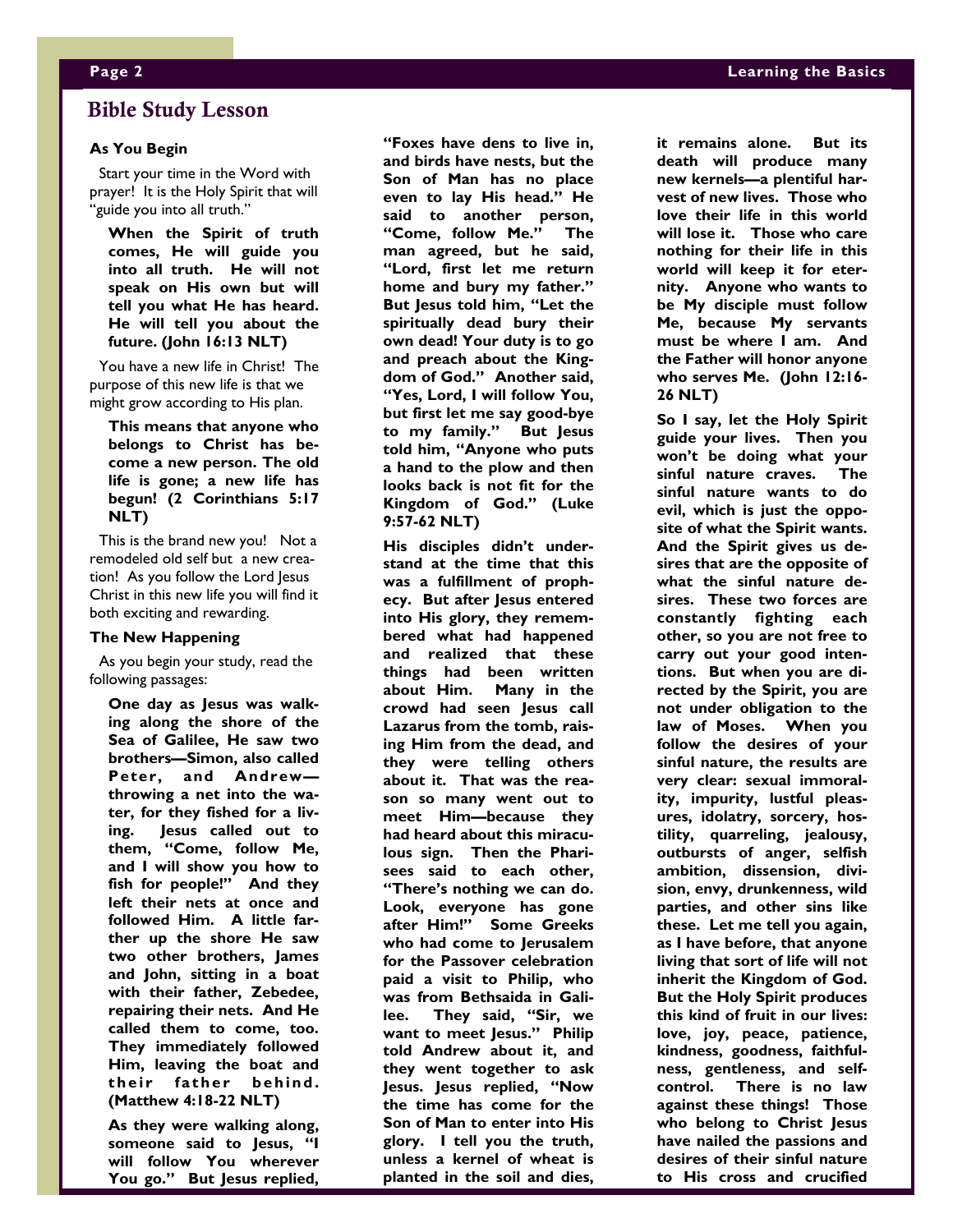## Bible Study Lesson

### As You Begin

Start your time in the Word with prayer! It is the Holy Spirit that will "guide you into all truth."

> **When the Spirit of truth comes, He will guide you into all truth. He will not speak on His own but will tell you what He has heard. He will tell you about the future. (John 16:13 NLT)**

You have a new life in Christ! The purpose of this new life is that we might grow according to His plan.

> **This means that anyone who belongs to Christ has become a new person. The old life is gone; a new life has begun! (2 Corinthians 5:17 NLT)**

This is the brand new you! Not a remodeled old self but a new creation! As you follow the Lord Jesus Christ in this new life you will find it both exciting and rewarding.

### The New Happening

As you begin your study, read the following passages:

> **One day as Jesus was walking along the shore of the Sea of Galilee, He saw two brothers—Simon, also called Peter, and Andrew—throwing a net into the water, for they fished for a living. Jesus called out to them, "Come, follow Me, and I will show you how to fish for people!" And they left their nets at once and followed Him. A little farther up the shore He saw two other brothers, James and John, sitting in a boat with their father, Zebedee, repairing their nets. And He called them to come, too. They immediately followed Him, leaving the boat and their father behind. (Matthew 4:18-22 NLT)**

> **As they were walking along, someone said to Jesus, "I will follow You wherever You go." But Jesus replied, "Foxes have dens to live in, and birds have nests, but the Son of Man has no place even to lay His head." He said to another person, "Come, follow Me." The man agreed, but he said, "Lord, first let me return home and bury my father." But Jesus told him, "Let the spiritually dead bury their own dead! Your duty is to go and preach about the Kingdom of God." Another said, "Yes, Lord, I will follow You, but first let me say good-bye to my family." But Jesus told him, "Anyone who puts a hand to the plow and then looks back is not fit for the Kingdom of God." (Luke 9:57-62 NLT)**

> **His disciples didn't understand at the time that this was a fulfillment of prophecy. But after Jesus entered into His glory, they remembered what had happened and realized that these things had been written about Him. Many in the crowd had seen Jesus call Lazarus from the tomb, raising Him from the dead, and they were telling others about it. That was the reason so many went out to meet Him—because they had heard about this miraculous sign. Then the Pharisees said to each other, "There's nothing we can do. Look, everyone has gone after Him!" Some Greeks who had come to Jerusalem for the Passover celebration paid a visit to Philip, who was from Bethsaida in Galilee. They said, "Sir, we want to meet Jesus." Philip told Andrew about it, and they went together to ask Jesus. Jesus replied, "Now the time has come for the Son of Man to enter into His glory. I tell you the truth, unless a kernel of wheat is planted in the soil and dies, it remains alone. But its death will produce many new kernels—a plentiful harvest of new lives. Those who love their life in this world will lose it. Those who care nothing for their life in this world will keep it for eternity. Anyone who wants to be My disciple must follow Me, because My servants must be where I am. And the Father will honor anyone who serves Me. (John 12:16-26 NLT)**

> **So I say, let the Holy Spirit guide your lives. Then you won't be doing what your sinful nature craves. The sinful nature wants to do evil, which is just the opposite of what the Spirit wants. And the Spirit gives us desires that are the opposite of what the sinful nature desires. These two forces are constantly fighting each other, so you are not free to carry out your good intentions. But when you are directed by the Spirit, you are not under obligation to the law of Moses. When you follow the desires of your sinful nature, the results are very clear: sexual immorality, impurity, lustful pleasures, idolatry, sorcery, hostility, quarreling, jealousy, outbursts of anger, selfish ambition, dissension, division, envy, drunkenness, wild parties, and other sins like these. Let me tell you again, as I have before, that anyone living that sort of life will not inherit the Kingdom of God. But the Holy Spirit produces this kind of fruit in our lives: love, joy, peace, patience, kindness, goodness, faithfulness, gentleness, and self-control. There is no law against these things! Those who belong to Christ Jesus have nailed the passions and desires of their sinful nature to His cross and crucified**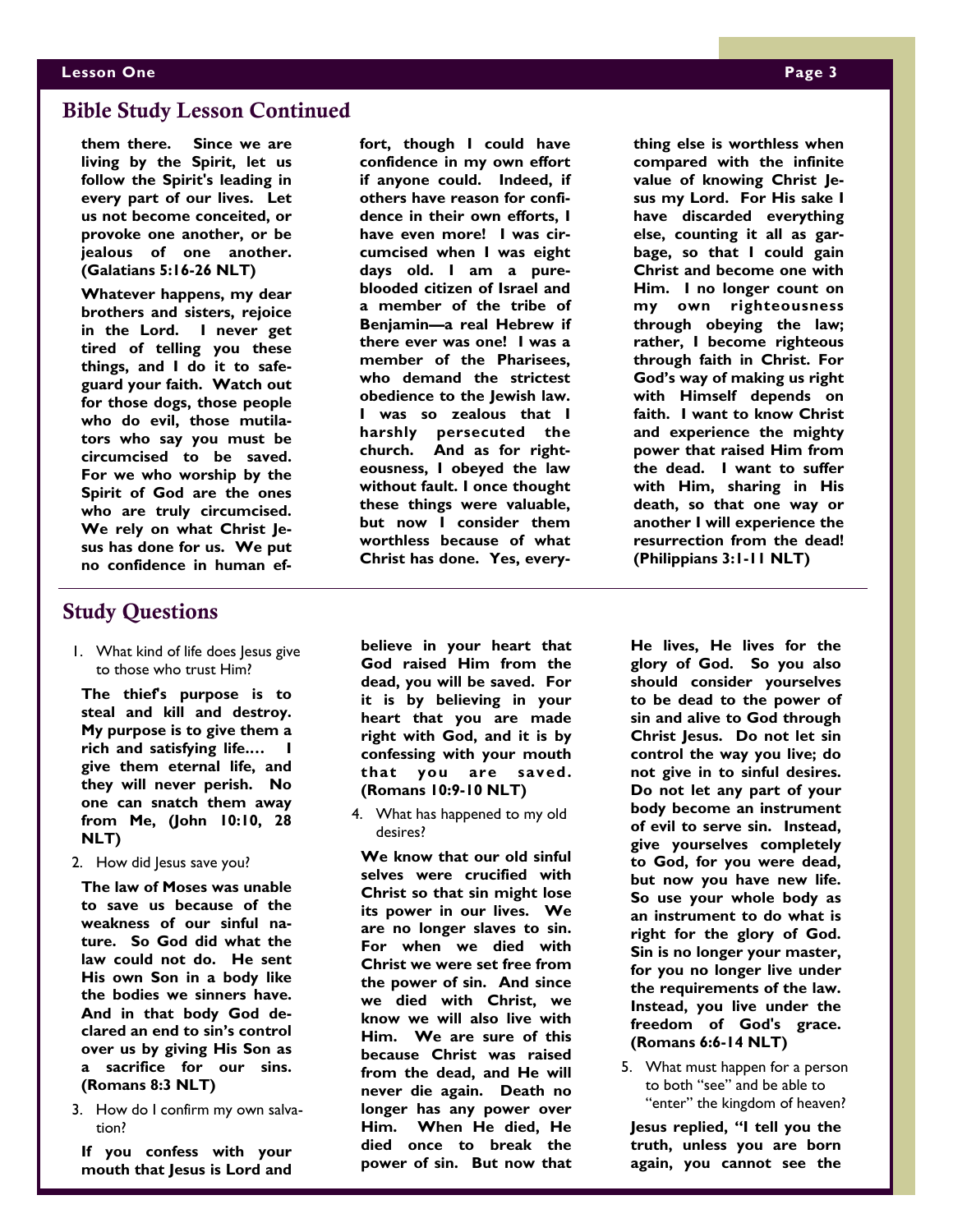## Bible Study Lesson Continued

**them there. Since we are living by the Spirit, let us follow the Spirit's leading in every part of our lives. Let us not become conceited, or provoke one another, or be jealous of one another. (Galatians 5:16-26 NLT)**

**Whatever happens, my dear brothers and sisters, rejoice in the Lord. I never get tired of telling you these things, and I do it to safeguard your faith. Watch out for those dogs, those people who do evil, those mutilators who say you must be circumcised to be saved. For we who worship by the Spirit of God are the ones who are truly circumcised. We rely on what Christ Jesus has done for us. We put no confidence in human effort, though I could have confidence in my own effort if anyone could. Indeed, if others have reason for confidence in their own efforts, I have even more! I was circumcised when I was eight days old. I am a pure-blooded citizen of Israel and a member of the tribe of Benjamin—a real Hebrew if there ever was one! I was a member of the Pharisees, who demand the strictest obedience to the Jewish law. I was so zealous that I harshly persecuted the church. And as for righteousness, I obeyed the law without fault. I once thought these things were valuable, but now I consider them worthless because of what Christ has done. Yes, everything else is worthless when compared with the infinite value of knowing Christ Jesus my Lord. For His sake I have discarded everything else, counting it all as garbage, so that I could gain Christ and become one with Him. I no longer count on my own righteousness through obeying the law; rather, I become righteous through faith in Christ. For God's way of making us right with Himself depends on faith. I want to know Christ and experience the mighty power that raised Him from the dead. I want to suffer with Him, sharing in His death, so that one way or another I will experience the resurrection from the dead! (Philippians 3:1-11 NLT)**

## Study Questions

1. What kind of life does Jesus give to those who trust Him?

**The thief's purpose is to steal and kill and destroy. My purpose is to give them a rich and satisfying life.… I give them eternal life, and they will never perish. No one can snatch them away from Me, (John 10:10, 28 NLT)**

2. How did Jesus save you?

**The law of Moses was unable to save us because of the weakness of our sinful nature. So God did what the law could not do. He sent His own Son in a body like the bodies we sinners have. And in that body God declared an end to sin's control over us by giving His Son as a sacrifice for our sins. (Romans 8:3 NLT)**

3. How do I confirm my own salvation?

**If you confess with your mouth that Jesus is Lord and believe in your heart that God raised Him from the dead, you will be saved. For it is by believing in your heart that you are made right with God, and it is by confessing with your mouth that you are saved. (Romans 10:9-10 NLT)**

4. What has happened to my old desires?

**We know that our old sinful selves were crucified with Christ so that sin might lose its power in our lives. We are no longer slaves to sin. For when we died with Christ we were set free from the power of sin. And since we died with Christ, we know we will also live with Him. We are sure of this because Christ was raised from the dead, and He will never die again. Death no longer has any power over Him. When He died, He died once to break the power of sin. But now that He lives, He lives for the glory of God. So you also should consider yourselves to be dead to the power of sin and alive to God through Christ Jesus. Do not let sin control the way you live; do not give in to sinful desires. Do not let any part of your body become an instrument of evil to serve sin. Instead, give yourselves completely to God, for you were dead, but now you have new life. So use your whole body as an instrument to do what is right for the glory of God. Sin is no longer your master, for you no longer live under the requirements of the law. Instead, you live under the freedom of God's grace. (Romans 6:6-14 NLT)**

5. What must happen for a person to both "see" and be able to "enter" the kingdom of heaven?

**Jesus replied, "I tell you the truth, unless you are born again, you cannot see the**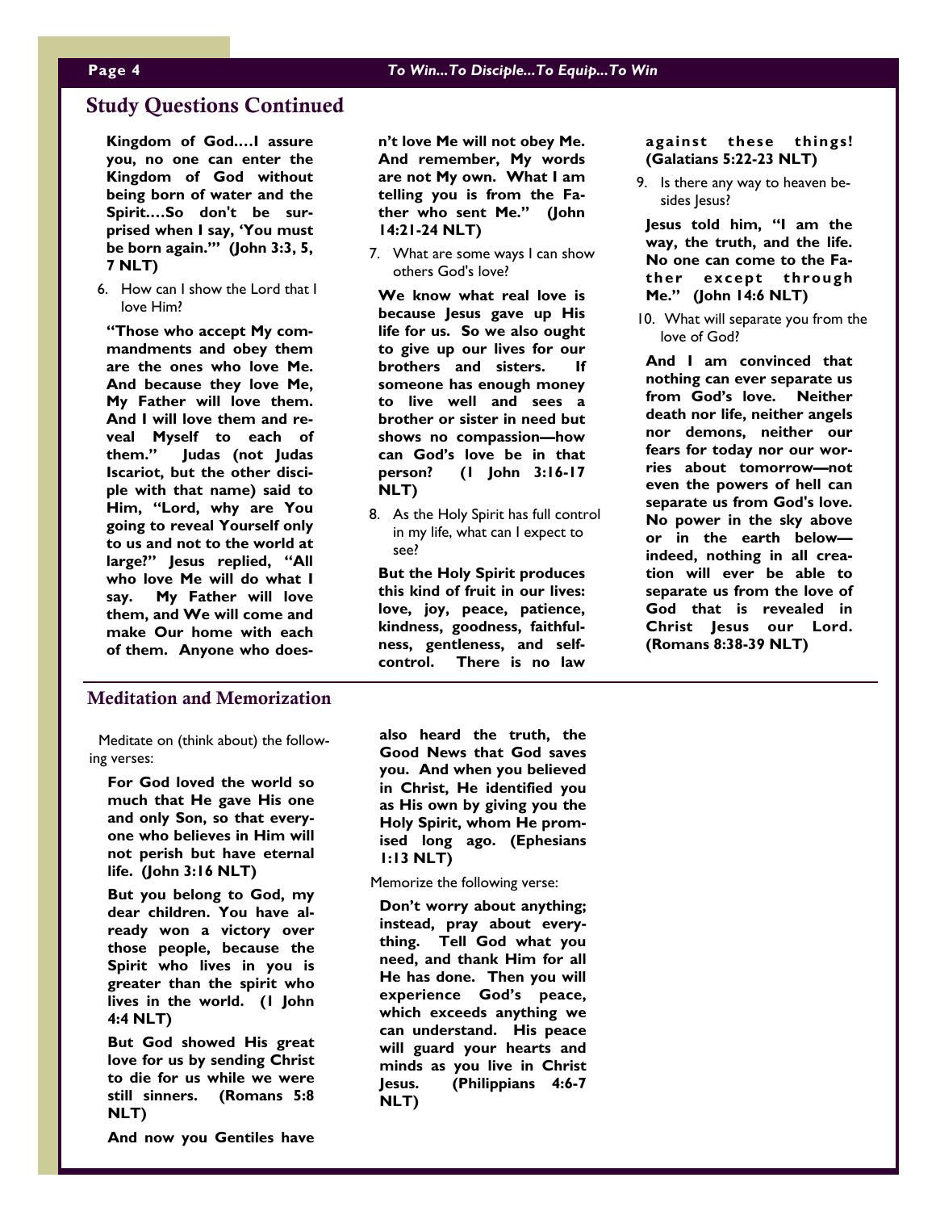## Study Questions Continued

**Kingdom of God….I assure you, no one can enter the Kingdom of God without being born of water and the Spirit….So don't be surprised when I say, 'You must be born again.'" (John 3:3, 5, 7 NLT)**

6. How can I show the Lord that I love Him?

**"Those who accept My commandments and obey them are the ones who love Me. And because they love Me, My Father will love them. And I will love them and reveal Myself to each of them." Judas (not Judas Iscariot, but the other disciple with that name) said to Him, "Lord, why are You going to reveal Yourself only to us and not to the world at large?" Jesus replied, "All who love Me will do what I say. My Father will love them, and We will come and make Our home with each of them. Anyone who doesn't love Me will not obey Me. And remember, My words are not My own. What I am telling you is from the Father who sent Me." (John 14:21-24 NLT)**

7. What are some ways I can show others God's love?

**We know what real love is because Jesus gave up His life for us. So we also ought to give up our lives for our brothers and sisters. If someone has enough money to live well and sees a brother or sister in need but shows no compassion—how can God's love be in that person? (1 John 3:16-17 NLT)**

8. As the Holy Spirit has full control in my life, what can I expect to see?

**But the Holy Spirit produces this kind of fruit in our lives: love, joy, peace, patience, kindness, goodness, faithfulness, gentleness, and self-control. There is no law against these things! (Galatians 5:22-23 NLT)**

9. Is there any way to heaven besides Jesus?

**Jesus told him, "I am the way, the truth, and the life. No one can come to the Father except through Me." (John 14:6 NLT)**

10. What will separate you from the love of God?

**And I am convinced that nothing can ever separate us from God's love. Neither death nor life, neither angels nor demons, neither our fears for today nor our worries about tomorrow—not even the powers of hell can separate us from God's love. No power in the sky above or in the earth below—indeed, nothing in all creation will ever be able to separate us from the love of God that is revealed in Christ Jesus our Lord. (Romans 8:38-39 NLT)**

## Meditation and Memorization

Meditate on (think about) the following verses:

**For God loved the world so much that He gave His one and only Son, so that everyone who believes in Him will not perish but have eternal life. (John 3:16 NLT)**

**But you belong to God, my dear children. You have already won a victory over those people, because the Spirit who lives in you is greater than the spirit who lives in the world. (1 John 4:4 NLT)**

**But God showed His great love for us by sending Christ to die for us while we were still sinners. (Romans 5:8 NLT)**

**And now you Gentiles have also heard the truth, the Good News that God saves you. And when you believed in Christ, He identified you as His own by giving you the Holy Spirit, whom He promised long ago. (Ephesians 1:13 NLT)**

Memorize the following verse:

**Don't worry about anything; instead, pray about everything. Tell God what you need, and thank Him for all He has done. Then you will experience God's peace, which exceeds anything we can understand. His peace will guard your hearts and minds as you live in Christ Jesus. (Philippians 4:6-7 NLT)**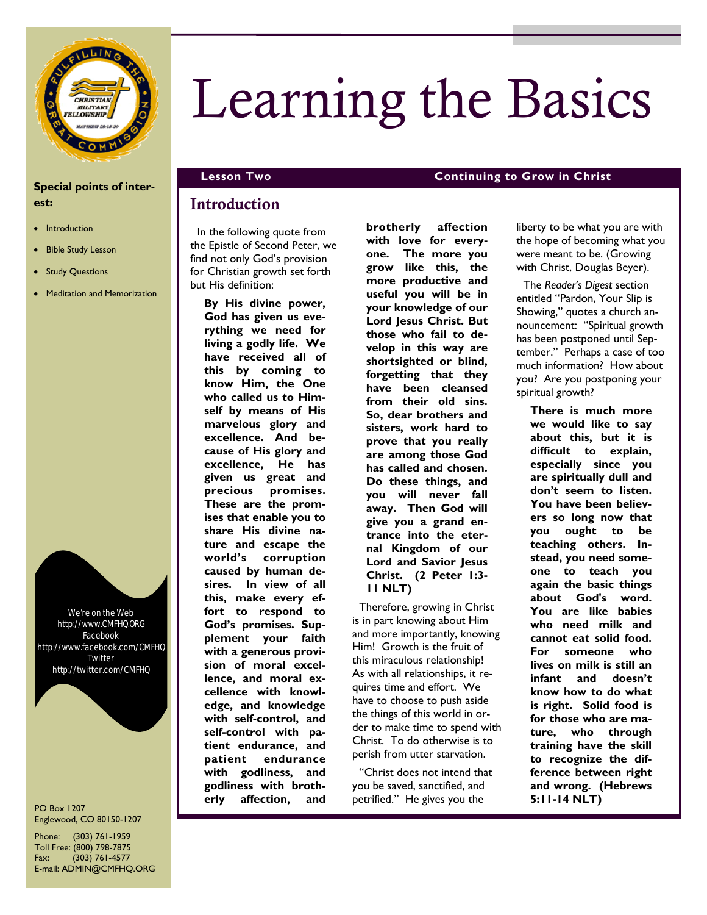# Learning the Basics

**Lesson Two** **Continuing to Grow in Christ**

## Introduction

In the following quote from the Epistle of Second Peter, we find not only God's provision for Christian growth set forth but His definition:

> **By His divine power, God has given us everything we need for living a godly life. We have received all of this by coming to know Him, the One who called us to Himself by means of His marvelous glory and excellence. And because of His glory and excellence, He has given us great and precious promises. These are the promises that enable you to share His divine nature and escape the world's corruption caused by human desires. In view of all this, make every effort to respond to God's promises. Supplement your faith with a generous provision of moral excellence, and moral excellence with knowledge, and knowledge with self-control, and self-control with patient endurance, and patient endurance with godliness, and godliness with brotherly affection, and brotherly affection with love for everyone. The more you grow like this, the more productive and useful you will be in your knowledge of our Lord Jesus Christ. But those who fail to develop in this way are shortsighted or blind, forgetting that they have been cleansed from their old sins. So, dear brothers and sisters, work hard to prove that you really are among those God has called and chosen. Do these things, and you will never fall away. Then God will give you a grand entrance into the eternal Kingdom of our Lord and Savior Jesus Christ. (2 Peter 1:3-11 NLT)**

Therefore, growing in Christ is in part knowing about Him and more importantly, knowing Him! Growth is the fruit of this miraculous relationship! As with all relationships, it requires time and effort. We have to choose to push aside the things of this world in order to make time to spend with Christ. To do otherwise is to perish from utter starvation.

"Christ does not intend that you be saved, sanctified, and petrified." He gives you the liberty to be what you are with the hope of becoming what you were meant to be. (Growing with Christ, Douglas Beyer).

The *Reader's Digest* section entitled "Pardon, Your Slip is Showing," quotes a church announcement: "Spiritual growth has been postponed until September." Perhaps a case of too much information? How about you? Are you postponing your spiritual growth?

> **There is much more we would like to say about this, but it is difficult to explain, especially since you are spiritually dull and don't seem to listen. You have been believers so long now that you ought to be teaching others. Instead, you need someone to teach you again the basic things about God's word. You are like babies who need milk and cannot eat solid food. For someone who lives on milk is still an infant and doesn't know how to do what is right. Solid food is for those who are mature, who through training have the skill to recognize the difference between right and wrong. (Hebrews 5:11-14 NLT)**

**Special points of interest:**

- Introduction
- Bible Study Lesson
- Study Questions
- Meditation and Memorization

We're on the Web
http://www.CMFHQ.ORG
Facebook
http://www.facebook.com/CMFHQ
Twitter
http://twitter.com/CMFHQ

PO Box 1207
Englewood, CO 80150-1207

Phone: (303) 761-1959
Toll Free: (800) 798-7875
Fax: (303) 761-4577
E-mail: ADMIN@CMFHQ.ORG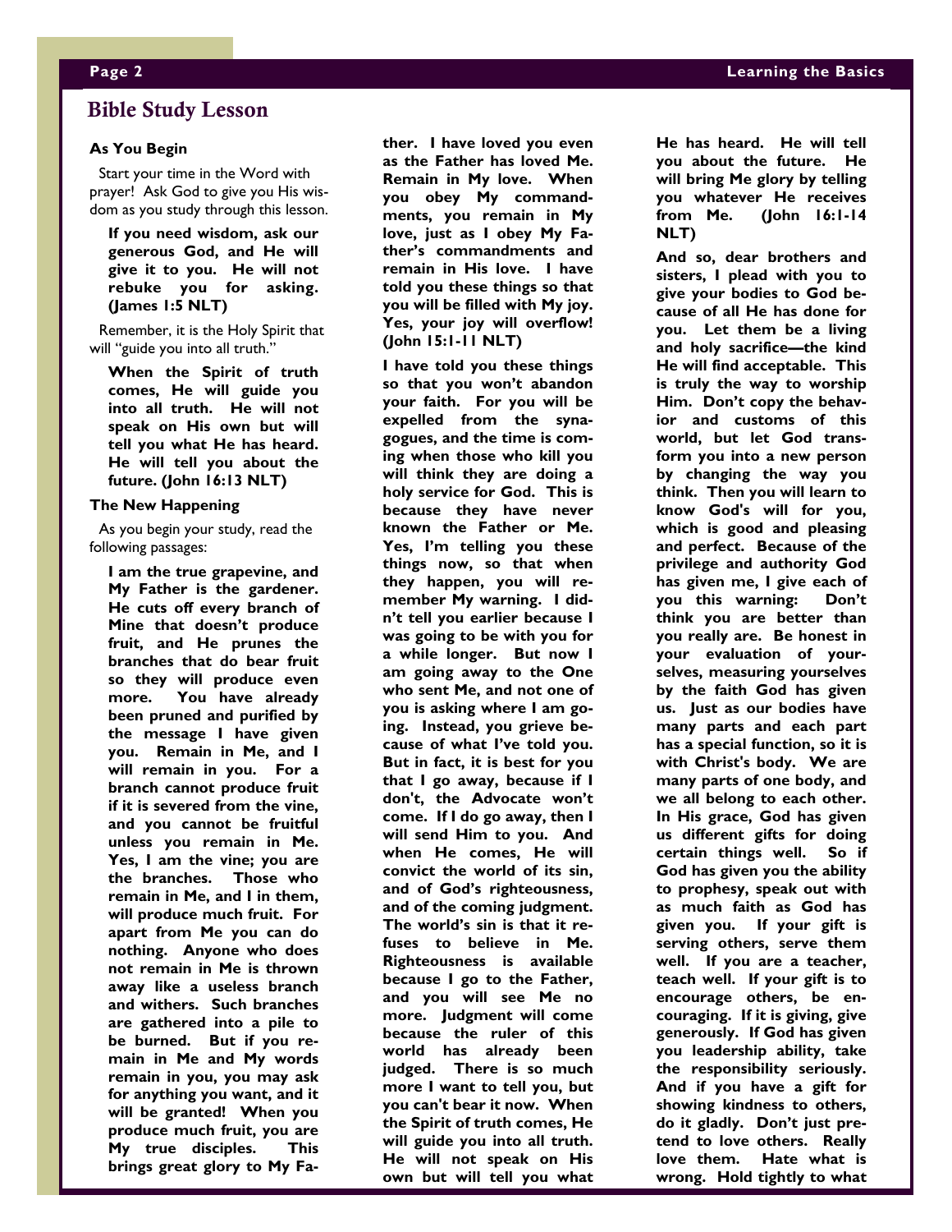## Bible Study Lesson

**As You Begin**

Start your time in the Word with prayer! Ask God to give you His wisdom as you study through this lesson.

> **If you need wisdom, ask our generous God, and He will give it to you. He will not rebuke you for asking. (James 1:5 NLT)**

Remember, it is the Holy Spirit that will "guide you into all truth."

> **When the Spirit of truth comes, He will guide you into all truth. He will not speak on His own but will tell you what He has heard. He will tell you about the future. (John 16:13 NLT)**

**The New Happening**

As you begin your study, read the following passages:

> **I am the true grapevine, and My Father is the gardener. He cuts off every branch of Mine that doesn't produce fruit, and He prunes the branches that do bear fruit so they will produce even more. You have already been pruned and purified by the message I have given you. Remain in Me, and I will remain in you. For a branch cannot produce fruit if it is severed from the vine, and you cannot be fruitful unless you remain in Me. Yes, I am the vine; you are the branches. Those who remain in Me, and I in them, will produce much fruit. For apart from Me you can do nothing. Anyone who does not remain in Me is thrown away like a useless branch and withers. Such branches are gathered into a pile to be burned. But if you remain in Me and My words remain in you, you may ask for anything you want, and it will be granted! When you produce much fruit, you are My true disciples. This brings great glory to My Father. I have loved you even as the Father has loved Me. Remain in My love. When you obey My commandments, you remain in My love, just as I obey My Father's commandments and remain in His love. I have told you these things so that you will be filled with My joy. Yes, your joy will overflow! (John 15:1-11 NLT)**

> **I have told you these things so that you won't abandon your faith. For you will be expelled from the synagogues, and the time is coming when those who kill you will think they are doing a holy service for God. This is because they have never known the Father or Me. Yes, I'm telling you these things now, so that when they happen, you will remember My warning. I didn't tell you earlier because I was going to be with you for a while longer. But now I am going away to the One who sent Me, and not one of you is asking where I am going. Instead, you grieve because of what I've told you. But in fact, it is best for you that I go away, because if I don't, the Advocate won't come. If I do go away, then I will send Him to you. And when He comes, He will convict the world of its sin, and of God's righteousness, and of the coming judgment. The world's sin is that it refuses to believe in Me. Righteousness is available because I go to the Father, and you will see Me no more. Judgment will come because the ruler of this world has already been judged. There is so much more I want to tell you, but you can't bear it now. When the Spirit of truth comes, He will guide you into all truth. He will not speak on His own but will tell you what He has heard. He will tell you about the future. He will bring Me glory by telling you whatever He receives from Me. (John 16:1-14 NLT)**

> **And so, dear brothers and sisters, I plead with you to give your bodies to God because of all He has done for you. Let them be a living and holy sacrifice—the kind He will find acceptable. This is truly the way to worship Him. Don't copy the behavior and customs of this world, but let God transform you into a new person by changing the way you think. Then you will learn to know God's will for you, which is good and pleasing and perfect. Because of the privilege and authority God has given me, I give each of you this warning: Don't think you are better than you really are. Be honest in your evaluation of yourselves, measuring yourselves by the faith God has given us. Just as our bodies have many parts and each part has a special function, so it is with Christ's body. We are many parts of one body, and we all belong to each other. In His grace, God has given us different gifts for doing certain things well. So if God has given you the ability to prophesy, speak out with as much faith as God has given you. If your gift is serving others, serve them well. If you are a teacher, teach well. If your gift is to encourage others, be encouraging. If it is giving, give generously. If God has given you leadership ability, take the responsibility seriously. And if you have a gift for showing kindness to others, do it gladly. Don't just pretend to love others. Really love them. Hate what is wrong. Hold tightly to what**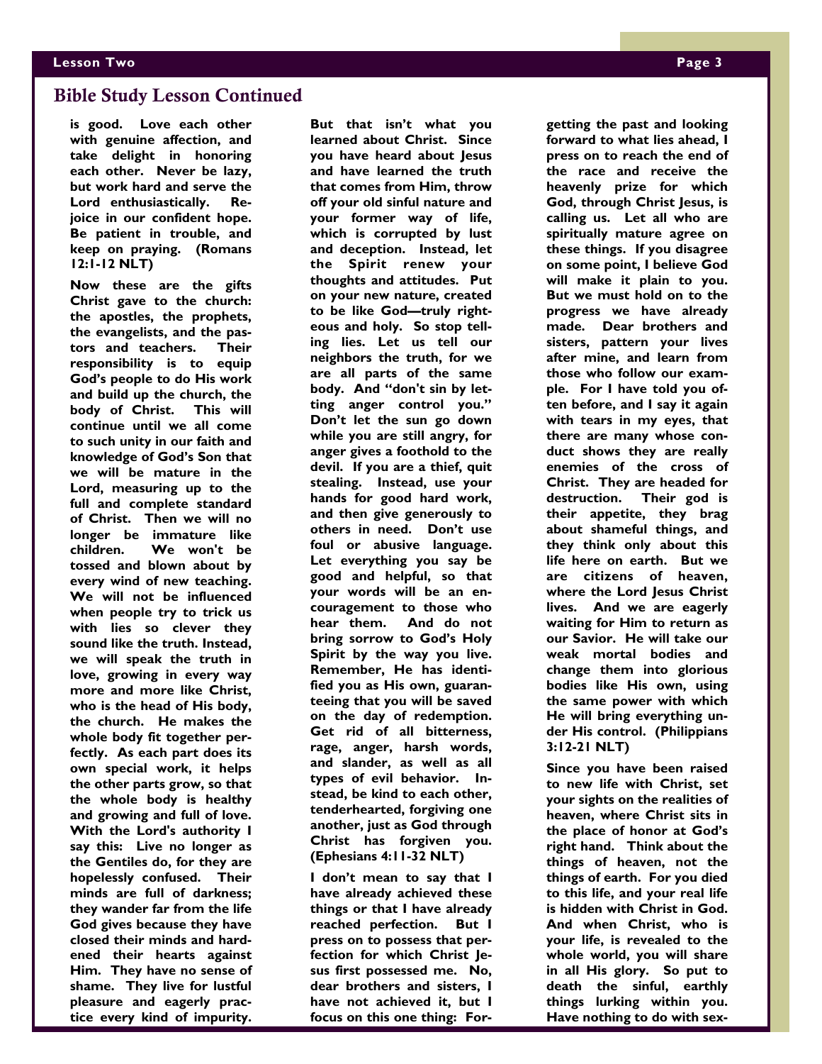## Bible Study Lesson Continued

**is good. Love each other with genuine affection, and take delight in honoring each other. Never be lazy, but work hard and serve the Lord enthusiastically. Rejoice in our confident hope. Be patient in trouble, and keep on praying. (Romans 12:1-12 NLT)**

**Now these are the gifts Christ gave to the church: the apostles, the prophets, the evangelists, and the pastors and teachers. Their responsibility is to equip God's people to do His work and build up the church, the body of Christ. This will continue until we all come to such unity in our faith and knowledge of God's Son that we will be mature in the Lord, measuring up to the full and complete standard of Christ. Then we will no longer be immature like children. We won't be tossed and blown about by every wind of new teaching. We will not be influenced when people try to trick us with lies so clever they sound like the truth. Instead, we will speak the truth in love, growing in every way more and more like Christ, who is the head of His body, the church. He makes the whole body fit together perfectly. As each part does its own special work, it helps the other parts grow, so that the whole body is healthy and growing and full of love. With the Lord's authority I say this: Live no longer as the Gentiles do, for they are hopelessly confused. Their minds are full of darkness; they wander far from the life God gives because they have closed their minds and hardened their hearts against Him. They have no sense of shame. They live for lustful pleasure and eagerly practice every kind of impurity. But that isn't what you learned about Christ. Since you have heard about Jesus and have learned the truth that comes from Him, throw off your old sinful nature and your former way of life, which is corrupted by lust and deception. Instead, let the Spirit renew your thoughts and attitudes. Put on your new nature, created to be like God—truly righteous and holy. So stop telling lies. Let us tell our neighbors the truth, for we are all parts of the same body. And "don't sin by letting anger control you." Don't let the sun go down while you are still angry, for anger gives a foothold to the devil. If you are a thief, quit stealing. Instead, use your hands for good hard work, and then give generously to others in need. Don't use foul or abusive language. Let everything you say be good and helpful, so that your words will be an encouragement to those who hear them. And do not bring sorrow to God's Holy Spirit by the way you live. Remember, He has identified you as His own, guaranteeing that you will be saved on the day of redemption. Get rid of all bitterness, rage, anger, harsh words, and slander, as well as all types of evil behavior. Instead, be kind to each other, tenderhearted, forgiving one another, just as God through Christ has forgiven you. (Ephesians 4:11-32 NLT)**

**I don't mean to say that I have already achieved these things or that I have already reached perfection. But I press on to possess that perfection for which Christ Jesus first possessed me. No, dear brothers and sisters, I have not achieved it, but I focus on this one thing: Forgetting the past and looking forward to what lies ahead, I press on to reach the end of the race and receive the heavenly prize for which God, through Christ Jesus, is calling us. Let all who are spiritually mature agree on these things. If you disagree on some point, I believe God will make it plain to you. But we must hold on to the progress we have already made. Dear brothers and sisters, pattern your lives after mine, and learn from those who follow our example. For I have told you often before, and I say it again with tears in my eyes, that there are many whose conduct shows they are really enemies of the cross of Christ. They are headed for destruction. Their god is their appetite, they brag about shameful things, and they think only about this life here on earth. But we are citizens of heaven, where the Lord Jesus Christ lives. And we are eagerly waiting for Him to return as our Savior. He will take our weak mortal bodies and change them into glorious bodies like His own, using the same power with which He will bring everything under His control. (Philippians 3:12-21 NLT)**

**Since you have been raised to new life with Christ, set your sights on the realities of heaven, where Christ sits in the place of honor at God's right hand. Think about the things of heaven, not the things of earth. For you died to this life, and your real life is hidden with Christ in God. And when Christ, who is your life, is revealed to the whole world, you will share in all His glory. So put to death the sinful, earthly things lurking within you. Have nothing to do with sex-**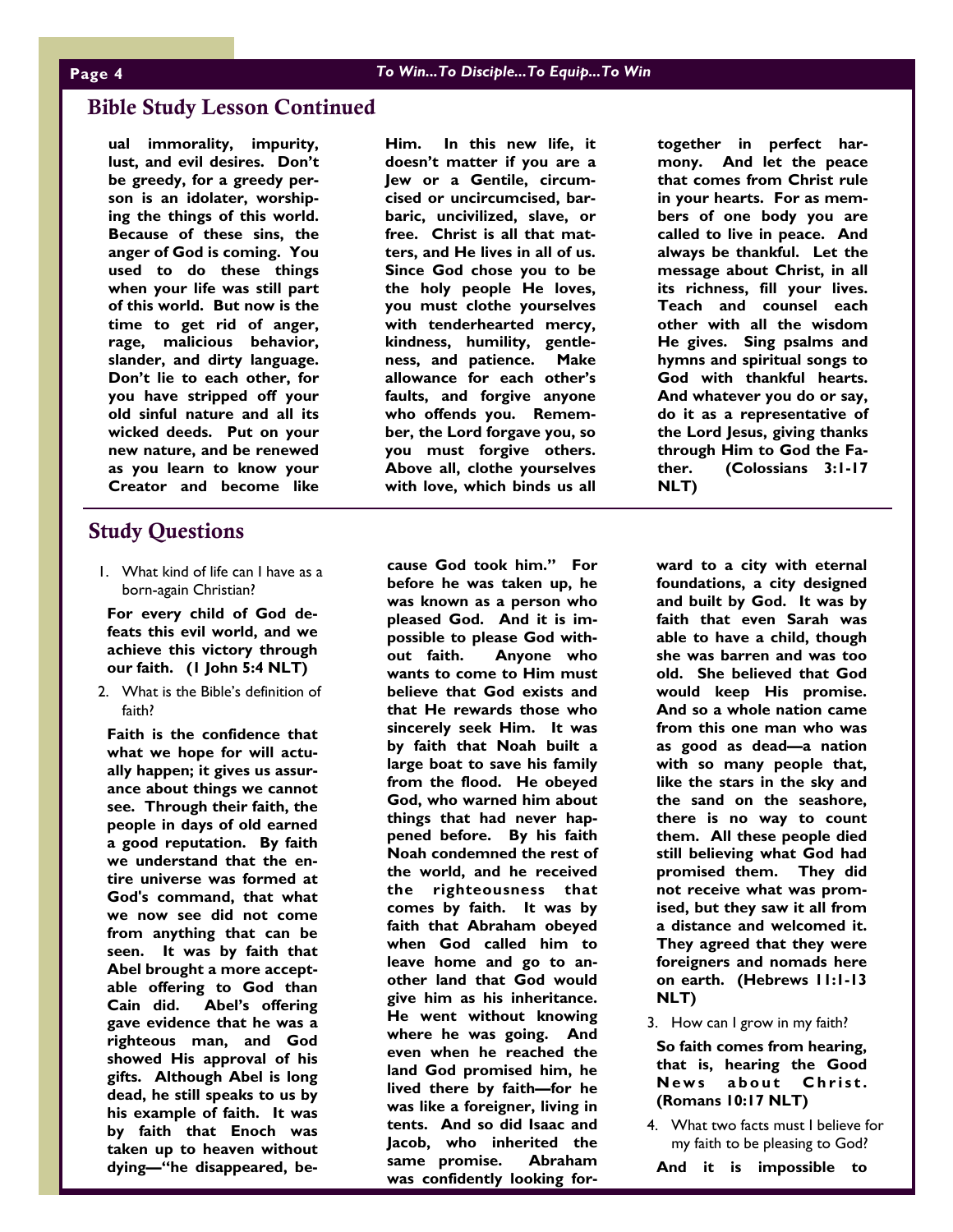## Bible Study Lesson Continued

**ual immorality, impurity, lust, and evil desires. Don't be greedy, for a greedy person is an idolater, worshiping the things of this world. Because of these sins, the anger of God is coming. You used to do these things when your life was still part of this world. But now is the time to get rid of anger, rage, malicious behavior, slander, and dirty language. Don't lie to each other, for you have stripped off your old sinful nature and all its wicked deeds. Put on your new nature, and be renewed as you learn to know your Creator and become like Him. In this new life, it doesn't matter if you are a Jew or a Gentile, circumcised or uncircumcised, barbaric, uncivilized, slave, or free. Christ is all that matters, and He lives in all of us. Since God chose you to be the holy people He loves, you must clothe yourselves with tenderhearted mercy, kindness, humility, gentleness, and patience. Make allowance for each other's faults, and forgive anyone who offends you. Remember, the Lord forgave you, so you must forgive others. Above all, clothe yourselves with love, which binds us all together in perfect harmony. And let the peace that comes from Christ rule in your hearts. For as members of one body you are called to live in peace. And always be thankful. Let the message about Christ, in all its richness, fill your lives. Teach and counsel each other with all the wisdom He gives. Sing psalms and hymns and spiritual songs to God with thankful hearts. And whatever you do or say, do it as a representative of the Lord Jesus, giving thanks through Him to God the Father. (Colossians 3:1-17 NLT)**

## Study Questions

1. What kind of life can I have as a born-again Christian?

   **For every child of God defeats this evil world, and we achieve this victory through our faith. (1 John 5:4 NLT)**

2. What is the Bible's definition of faith?

   **Faith is the confidence that what we hope for will actually happen; it gives us assurance about things we cannot see. Through their faith, the people in days of old earned a good reputation. By faith we understand that the entire universe was formed at God's command, that what we now see did not come from anything that can be seen. It was by faith that Abel brought a more acceptable offering to God than Cain did. Abel's offering gave evidence that he was a righteous man, and God showed His approval of his gifts. Although Abel is long dead, he still speaks to us by his example of faith. It was by faith that Enoch was taken up to heaven without dying—"he disappeared, because God took him." For before he was taken up, he was known as a person who pleased God. And it is impossible to please God without faith. Anyone who wants to come to Him must believe that God exists and that He rewards those who sincerely seek Him. It was by faith that Noah built a large boat to save his family from the flood. He obeyed God, who warned him about things that had never happened before. By his faith Noah condemned the rest of the world, and he received the righteousness that comes by faith. It was by faith that Abraham obeyed when God called him to leave home and go to another land that God would give him as his inheritance. He went without knowing where he was going. And even when he reached the land God promised him, he lived there by faith—for he was like a foreigner, living in tents. And so did Isaac and Jacob, who inherited the same promise. Abraham was confidently looking forward to a city with eternal foundations, a city designed and built by God. It was by faith that even Sarah was able to have a child, though she was barren and was too old. She believed that God would keep His promise. And so a whole nation came from this one man who was as good as dead—a nation with so many people that, like the stars in the sky and the sand on the seashore, there is no way to count them. All these people died still believing what God had promised them. They did not receive what was promised, but they saw it all from a distance and welcomed it. They agreed that they were foreigners and nomads here on earth. (Hebrews 11:1-13 NLT)**

3. How can I grow in my faith?

   **So faith comes from hearing, that is, hearing the Good News about Christ. (Romans 10:17 NLT)**

4. What two facts must I believe for my faith to be pleasing to God?

   **And it is impossible to**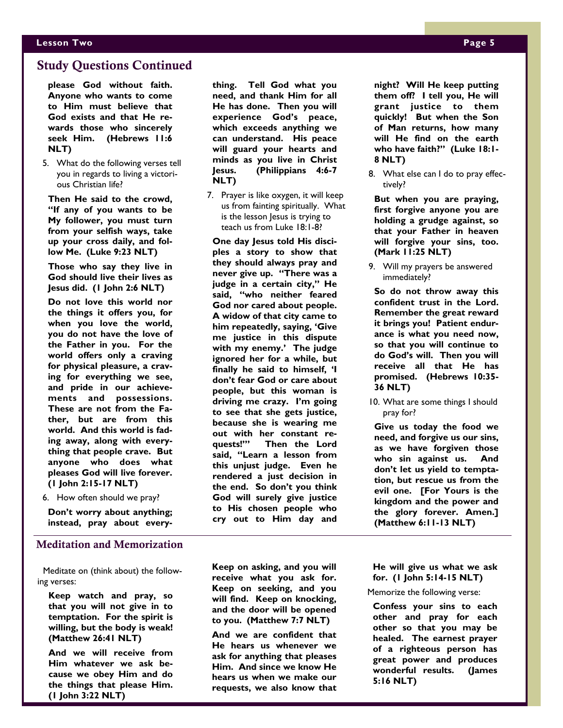## Study Questions Continued

**please God without faith. Anyone who wants to come to Him must believe that God exists and that He rewards those who sincerely seek Him. (Hebrews 11:6 NLT)**

5. What do the following verses tell you in regards to living a victorious Christian life?

**Then He said to the crowd, "If any of you wants to be My follower, you must turn from your selfish ways, take up your cross daily, and follow Me. (Luke 9:23 NLT)**

**Those who say they live in God should live their lives as Jesus did. (1 John 2:6 NLT)**

**Do not love this world nor the things it offers you, for when you love the world, you do not have the love of the Father in you. For the world offers only a craving for physical pleasure, a craving for everything we see, and pride in our achievements and possessions. These are not from the Father, but are from this world. And this world is fading away, along with everything that people crave. But anyone who does what pleases God will live forever. (1 John 2:15-17 NLT)**

6. How often should we pray?

**Don't worry about anything; instead, pray about everything. Tell God what you need, and thank Him for all He has done. Then you will experience God's peace, which exceeds anything we can understand. His peace will guard your hearts and minds as you live in Christ Jesus. (Philippians 4:6-7 NLT)**

7. Prayer is like oxygen, it will keep us from fainting spiritually. What is the lesson Jesus is trying to teach us from Luke 18:1-8?

**One day Jesus told His disciples a story to show that they should always pray and never give up. "There was a judge in a certain city," He said, "who neither feared God nor cared about people. A widow of that city came to him repeatedly, saying, 'Give me justice in this dispute with my enemy.' The judge ignored her for a while, but finally he said to himself, 'I don't fear God or care about people, but this woman is driving me crazy. I'm going to see that she gets justice, because she is wearing me out with her constant requests!'" Then the Lord said, "Learn a lesson from this unjust judge. Even he rendered a just decision in the end. So don't you think God will surely give justice to His chosen people who cry out to Him day and night? Will He keep putting them off? I tell you, He will grant justice to them quickly! But when the Son of Man returns, how many will He find on the earth who have faith?" (Luke 18:1-8 NLT)**

8. What else can I do to pray effectively?

**But when you are praying, first forgive anyone you are holding a grudge against, so that your Father in heaven will forgive your sins, too. (Mark 11:25 NLT)**

9. Will my prayers be answered immediately?

**So do not throw away this confident trust in the Lord. Remember the great reward it brings you! Patient endurance is what you need now, so that you will continue to do God's will. Then you will receive all that He has promised. (Hebrews 10:35-36 NLT)**

10. What are some things I should pray for?

**Give us today the food we need, and forgive us our sins, as we have forgiven those who sin against us. And don't let us yield to temptation, but rescue us from the evil one. [For Yours is the kingdom and the power and the glory forever. Amen.] (Matthew 6:11-13 NLT)**

## Meditation and Memorization

Meditate on (think about) the following verses:

**Keep watch and pray, so that you will not give in to temptation. For the spirit is willing, but the body is weak! (Matthew 26:41 NLT)**

**And we will receive from Him whatever we ask because we obey Him and do the things that please Him. (1 John 3:22 NLT)**

**Keep on asking, and you will receive what you ask for. Keep on seeking, and you will find. Keep on knocking, and the door will be opened to you. (Matthew 7:7 NLT)**

**And we are confident that He hears us whenever we ask for anything that pleases Him. And since we know He hears us when we make our requests, we also know that He will give us what we ask for. (1 John 5:14-15 NLT)**

Memorize the following verse:

**Confess your sins to each other and pray for each other so that you may be healed. The earnest prayer of a righteous person has great power and produces wonderful results. (James 5:16 NLT)**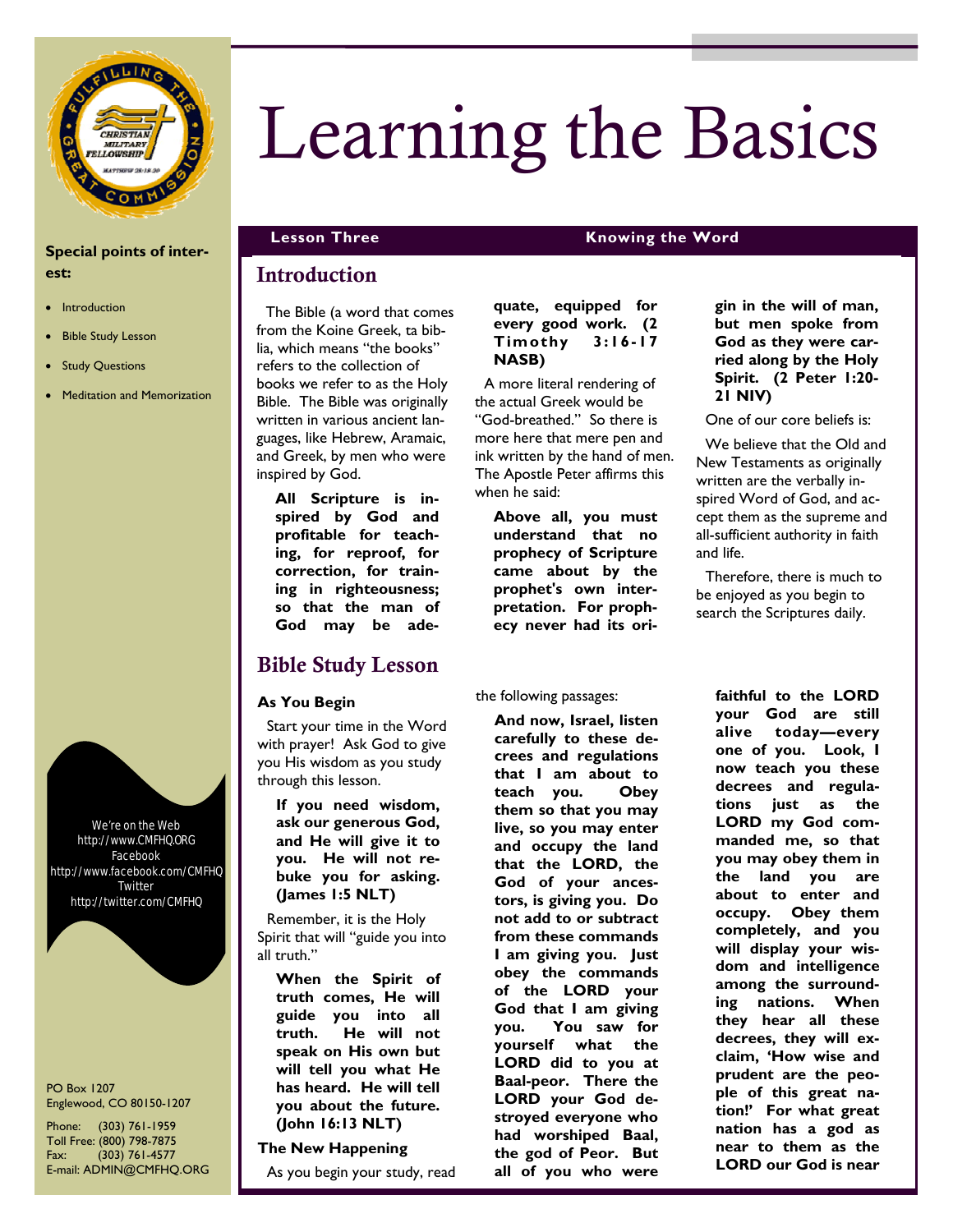# Learning the Basics

**Special points of interest:**

- Introduction
- Bible Study Lesson
- Study Questions
- Meditation and Memorization

We're on the Web
http://www.CMFHQ.ORG
Facebook
http://www.facebook.com/CMFHQ
Twitter
http://twitter.com/CMFHQ

PO Box 1207
Englewood, CO 80150-1207

Phone: (303) 761-1959
Toll Free: (800) 798-7875
Fax: (303) 761-4577
E-mail: ADMIN@CMFHQ.ORG

**Lesson Three** — **Knowing the Word**

## Introduction

The Bible (a word that comes from the Koine Greek, ta biblia, which means "the books" refers to the collection of books we refer to as the Holy Bible. The Bible was originally written in various ancient languages, like Hebrew, Aramaic, and Greek, by men who were inspired by God.

> **All Scripture is inspired by God and profitable for teaching, for reproof, for correction, for training in righteousness; so that the man of God may be adequate, equipped for every good work. (2 Timothy 3:16-17 NASB)**

A more literal rendering of the actual Greek would be "God-breathed." So there is more here that mere pen and ink written by the hand of men. The Apostle Peter affirms this when he said:

> **Above all, you must understand that no prophecy of Scripture came about by the prophet's own interpretation. For prophecy never had its origin in the will of man, but men spoke from God as they were carried along by the Holy Spirit. (2 Peter 1:20-21 NIV)**

One of our core beliefs is:

We believe that the Old and New Testaments as originally written are the verbally inspired Word of God, and accept them as the supreme and all-sufficient authority in faith and life.

Therefore, there is much to be enjoyed as you begin to search the Scriptures daily.

## Bible Study Lesson

### As You Begin

Start your time in the Word with prayer! Ask God to give you His wisdom as you study through this lesson.

> **If you need wisdom, ask our generous God, and He will give it to you. He will not rebuke you for asking. (James 1:5 NLT)**

Remember, it is the Holy Spirit that will "guide you into all truth."

> **When the Spirit of truth comes, He will guide you into all truth. He will not speak on His own but will tell you what He has heard. He will tell you about the future. (John 16:13 NLT)**

### The New Happening

As you begin your study, read the following passages:

> **And now, Israel, listen carefully to these decrees and regulations that I am about to teach you. Obey them so that you may live, so you may enter and occupy the land that the LORD, the God of your ancestors, is giving you. Do not add to or subtract from these commands I am giving you. Just obey the commands of the LORD your God that I am giving you. You saw for yourself what the LORD did to you at Baal-peor. There the LORD your God destroyed everyone who had worshiped Baal, the god of Peor. But all of you who were faithful to the LORD your God are still alive today—every one of you. Look, I now teach you these decrees and regulations just as the LORD my God commanded me, so that you may obey them in the land you are about to enter and occupy. Obey them completely, and you will display your wisdom and intelligence among the surrounding nations. When they hear all these decrees, they will exclaim, 'How wise and prudent are the people of this great nation!' For what great nation has a god as near to them as the LORD our God is near**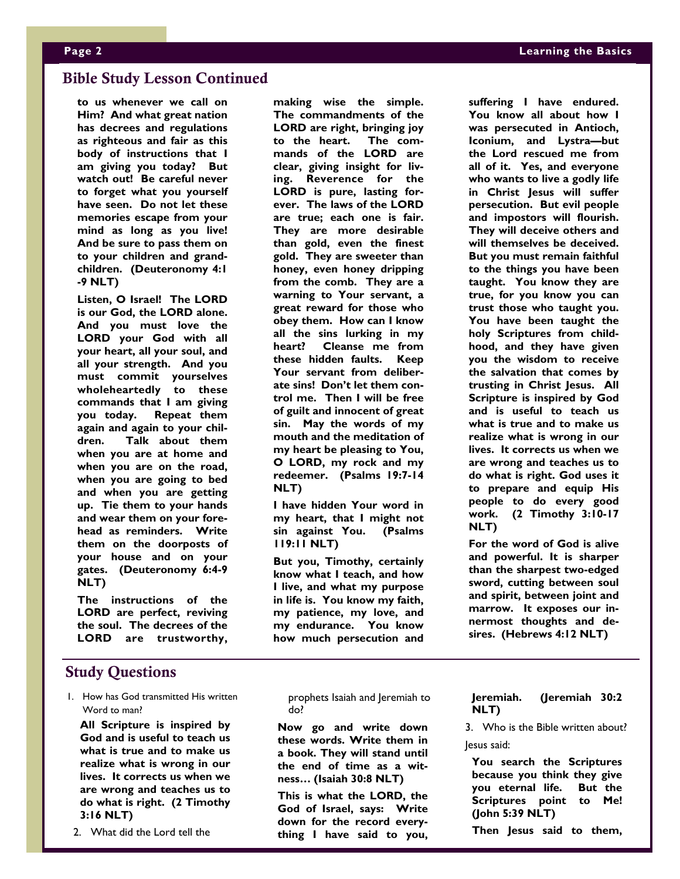## Bible Study Lesson Continued

**to us whenever we call on Him? And what great nation has decrees and regulations as righteous and fair as this body of instructions that I am giving you today? But watch out! Be careful never to forget what you yourself have seen. Do not let these memories escape from your mind as long as you live! And be sure to pass them on to your children and grandchildren. (Deuteronomy 4:1-9 NLT)**

**Listen, O Israel! The LORD is our God, the LORD alone. And you must love the LORD your God with all your heart, all your soul, and all your strength. And you must commit yourselves wholeheartedly to these commands that I am giving you today. Repeat them again and again to your children. Talk about them when you are at home and when you are on the road, when you are going to bed and when you are getting up. Tie them to your hands and wear them on your forehead as reminders. Write them on the doorposts of your house and on your gates. (Deuteronomy 6:4-9 NLT)**

**The instructions of the LORD are perfect, reviving the soul. The decrees of the LORD are trustworthy, making wise the simple. The commandments of the LORD are right, bringing joy to the heart. The commands of the LORD are clear, giving insight for living. Reverence for the LORD is pure, lasting forever. The laws of the LORD are true; each one is fair. They are more desirable than gold, even the finest gold. They are sweeter than honey, even honey dripping from the comb. They are a warning to Your servant, a great reward for those who obey them. How can I know all the sins lurking in my heart? Cleanse me from these hidden faults. Keep Your servant from deliberate sins! Don't let them control me. Then I will be free of guilt and innocent of great sin. May the words of my mouth and the meditation of my heart be pleasing to You, O LORD, my rock and my redeemer. (Psalms 19:7-14 NLT)**

**I have hidden Your word in my heart, that I might not sin against You. (Psalms 119:11 NLT)**

**But you, Timothy, certainly know what I teach, and how I live, and what my purpose in life is. You know my faith, my patience, my love, and my endurance. You know how much persecution and suffering I have endured. You know all about how I was persecuted in Antioch, Iconium, and Lystra—but the Lord rescued me from all of it. Yes, and everyone who wants to live a godly life in Christ Jesus will suffer persecution. But evil people and impostors will flourish. They will deceive others and will themselves be deceived. But you must remain faithful to the things you have been taught. You know they are true, for you know you can trust those who taught you. You have been taught the holy Scriptures from childhood, and they have given you the wisdom to receive the salvation that comes by trusting in Christ Jesus. All Scripture is inspired by God and is useful to teach us what is true and to make us realize what is wrong in our lives. It corrects us when we are wrong and teaches us to do what is right. God uses it to prepare and equip His people to do every good work. (2 Timothy 3:10-17 NLT)**

**For the word of God is alive and powerful. It is sharper than the sharpest two-edged sword, cutting between soul and spirit, between joint and marrow. It exposes our innermost thoughts and desires. (Hebrews 4:12 NLT)**

## Study Questions

1. How has God transmitted His written Word to man?

   **All Scripture is inspired by God and is useful to teach us what is true and to make us realize what is wrong in our lives. It corrects us when we are wrong and teaches us to do what is right. (2 Timothy 3:16 NLT)**

2. What did the Lord tell the prophets Isaiah and Jeremiah to do?

   **Now go and write down these words. Write them in a book. They will stand until the end of time as a witness… (Isaiah 30:8 NLT)**

   **This is what the LORD, the God of Israel, says: Write down for the record everything I have said to you, Jeremiah. (Jeremiah 30:2 NLT)**

3. Who is the Bible written about?

Jesus said:

**You search the Scriptures because you think they give you eternal life. But the Scriptures point to Me! (John 5:39 NLT)**

**Then Jesus said to them,**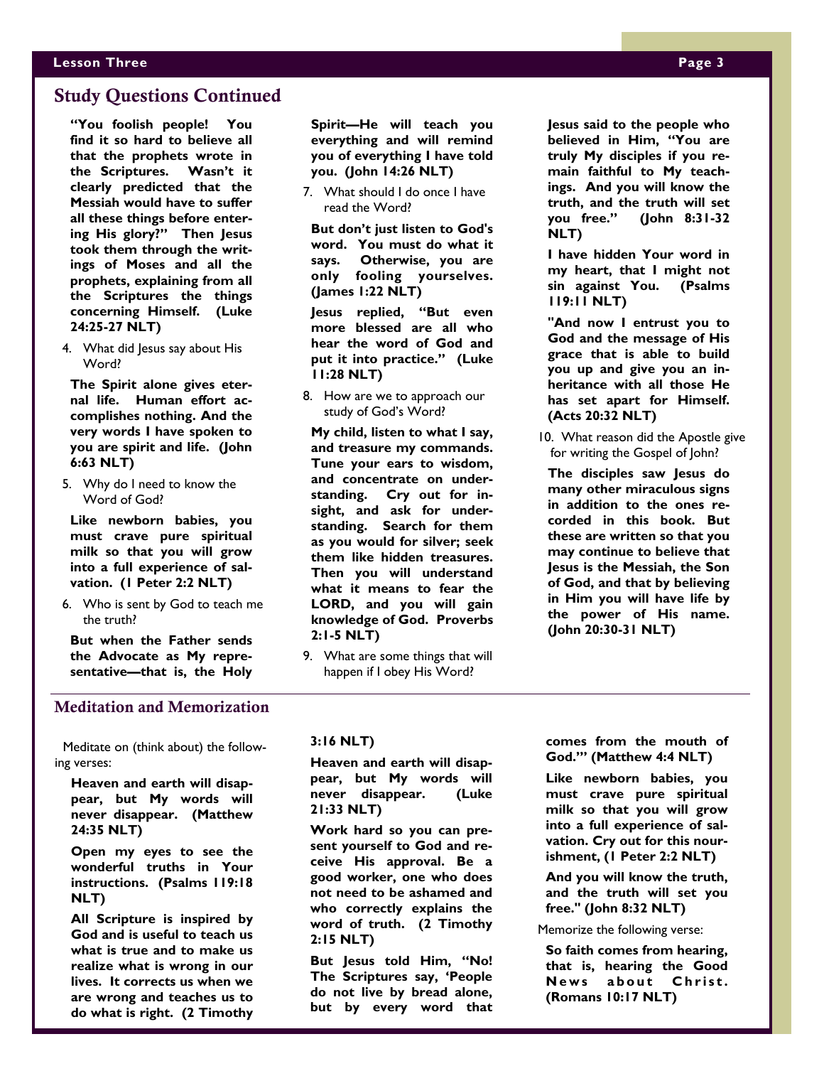## Study Questions Continued

**"You foolish people! You find it so hard to believe all that the prophets wrote in the Scriptures. Wasn't it clearly predicted that the Messiah would have to suffer all these things before entering His glory?" Then Jesus took them through the writings of Moses and all the prophets, explaining from all the Scriptures the things concerning Himself. (Luke 24:25-27 NLT)**

4. What did Jesus say about His Word?

**The Spirit alone gives eternal life. Human effort accomplishes nothing. And the very words I have spoken to you are spirit and life. (John 6:63 NLT)**

5. Why do I need to know the Word of God?

**Like newborn babies, you must crave pure spiritual milk so that you will grow into a full experience of salvation. (1 Peter 2:2 NLT)**

6. Who is sent by God to teach me the truth?

**But when the Father sends the Advocate as My representative—that is, the Holy Spirit—He will teach you everything and will remind you of everything I have told you. (John 14:26 NLT)**

7. What should I do once I have read the Word?

**But don't just listen to God's word. You must do what it says. Otherwise, you are only fooling yourselves. (James 1:22 NLT)**

**Jesus replied, "But even more blessed are all who hear the word of God and put it into practice." (Luke 11:28 NLT)**

8. How are we to approach our study of God's Word?

**My child, listen to what I say, and treasure my commands. Tune your ears to wisdom, and concentrate on understanding. Cry out for insight, and ask for understanding. Search for them as you would for silver; seek them like hidden treasures. Then you will understand what it means to fear the LORD, and you will gain knowledge of God. Proverbs 2:1-5 NLT)**

9. What are some things that will happen if I obey His Word?

**Jesus said to the people who believed in Him, "You are truly My disciples if you remain faithful to My teachings. And you will know the truth, and the truth will set you free." (John 8:31-32 NLT)**

**I have hidden Your word in my heart, that I might not sin against You. (Psalms 119:11 NLT)**

**"And now I entrust you to God and the message of His grace that is able to build you up and give you an inheritance with all those He has set apart for Himself. (Acts 20:32 NLT)**

10. What reason did the Apostle give for writing the Gospel of John?

**The disciples saw Jesus do many other miraculous signs in addition to the ones recorded in this book. But these are written so that you may continue to believe that Jesus is the Messiah, the Son of God, and that by believing in Him you will have life by the power of His name. (John 20:30-31 NLT)**

## Meditation and Memorization

Meditate on (think about) the following verses:

**Heaven and earth will disappear, but My words will never disappear. (Matthew 24:35 NLT)**

**Open my eyes to see the wonderful truths in Your instructions. (Psalms 119:18 NLT)**

**All Scripture is inspired by God and is useful to teach us what is true and to make us realize what is wrong in our lives. It corrects us when we are wrong and teaches us to do what is right. (2 Timothy 3:16 NLT)**

**Heaven and earth will disappear, but My words will never disappear. (Luke 21:33 NLT)**

**Work hard so you can present yourself to God and receive His approval. Be a good worker, one who does not need to be ashamed and who correctly explains the word of truth. (2 Timothy 2:15 NLT)**

**But Jesus told Him, "No! The Scriptures say, 'People do not live by bread alone, but by every word that comes from the mouth of God.'" (Matthew 4:4 NLT)**

**Like newborn babies, you must crave pure spiritual milk so that you will grow into a full experience of salvation. Cry out for this nourishment, (1 Peter 2:2 NLT)**

**And you will know the truth, and the truth will set you free." (John 8:32 NLT)**

Memorize the following verse:

**So faith comes from hearing, that is, hearing the Good News about Christ. (Romans 10:17 NLT)**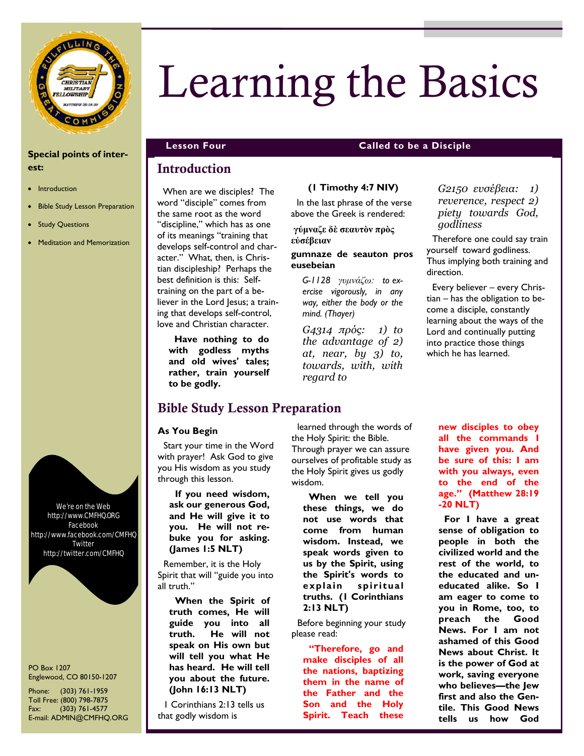# Learning the Basics

**Special points of interest:**

- Introduction
- Bible Study Lesson Preparation
- Study Questions
- Meditation and Memorization

We're on the Web
http://www.CMFHQ.ORG
Facebook
http://www.facebook.com/CMFHQ
Twitter
http://twitter.com/CMFHQ

PO Box 1207
Englewood, CO 80150-1207

Phone: (303) 761-1959
Toll Free: (800) 798-7875
Fax: (303) 761-4577
E-mail: ADMIN@CMFHQ.ORG

**Lesson Four** — **Called to be a Disciple**

## Introduction

When are we disciples? The word "disciple" comes from the same root as the word "discipline," which has as one of its meanings "training that develops self-control and character." What, then, is Christian discipleship? Perhaps the best definition is this: Self-training on the part of a believer in the Lord Jesus; a training that develops self-control, love and Christian character.

**Have nothing to do with godless myths and old wives' tales; rather, train yourself to be godly.**

**(1 Timothy 4:7 NIV)**

In the last phrase of the verse above the Greek is rendered:

**γύμναζε δὲ σεαυτὸν πρὸς εὐσέβειαν**

**gumnaze de seauton pros eusebeian**

*G-1128 γυμνάζω: to exercise vigorously, in any way, either the body or the mind. (Thayer)*

*G4314 πρός: 1) to the advantage of 2) at, near, by 3) to, towards, with, with regard to*

*G2150 ευσέβεια: 1) reverence, respect 2) piety towards God, godliness*

Therefore one could say train yourself toward godliness. Thus implying both training and direction.

Every believer – every Christian – has the obligation to become a disciple, constantly learning about the ways of the Lord and continually putting into practice those things which he has learned.

## Bible Study Lesson Preparation

### As You Begin

Start your time in the Word with prayer! Ask God to give you His wisdom as you study through this lesson.

**If you need wisdom, ask our generous God, and He will give it to you. He will not rebuke you for asking. (James 1:5 NLT)**

Remember, it is the Holy Spirit that will "guide you into all truth."

**When the Spirit of truth comes, He will guide you into all truth. He will not speak on His own but will tell you what He has heard. He will tell you about the future. (John 16:13 NLT)**

1 Corinthians 2:13 tells us that godly wisdom is learned through the words of the Holy Spirit: the Bible. Through prayer we can assure ourselves of profitable study as the Holy Spirit gives us godly wisdom.

**When we tell you these things, we do not use words that come from human wisdom. Instead, we speak words given to us by the Spirit, using the Spirit's words to explain spiritual truths. (1 Corinthians 2:13 NLT)**

Before beginning your study please read:

**"Therefore, go and make disciples of all the nations, baptizing them in the name of the Father and the Son and the Holy Spirit. Teach these new disciples to obey all the commands I have given you. And be sure of this: I am with you always, even to the end of the age." (Matthew 28:19-20 NLT)**

**For I have a great sense of obligation to people in both the civilized world and the rest of the world, to the educated and uneducated alike. So I am eager to come to you in Rome, too, to preach the Good News. For I am not ashamed of this Good News about Christ. It is the power of God at work, saving everyone who believes—the Jew first and also the Gentile. This Good News tells us how God**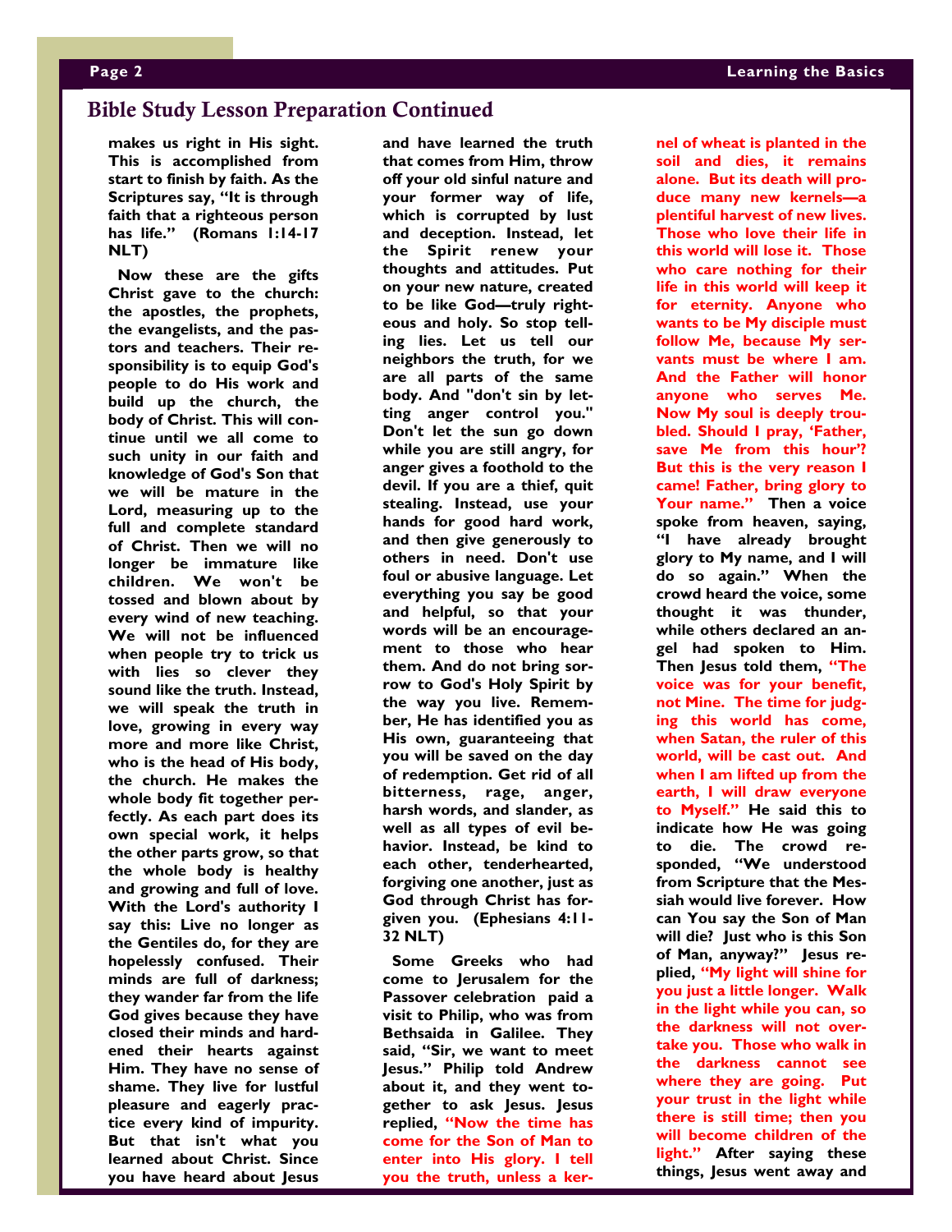## Bible Study Lesson Preparation Continued

**makes us right in His sight. This is accomplished from start to finish by faith. As the Scriptures say, "It is through faith that a righteous person has life." (Romans 1:14-17 NLT)**

**Now these are the gifts Christ gave to the church: the apostles, the prophets, the evangelists, and the pastors and teachers. Their responsibility is to equip God's people to do His work and build up the church, the body of Christ. This will continue until we all come to such unity in our faith and knowledge of God's Son that we will be mature in the Lord, measuring up to the full and complete standard of Christ. Then we will no longer be immature like children. We won't be tossed and blown about by every wind of new teaching. We will not be influenced when people try to trick us with lies so clever they sound like the truth. Instead, we will speak the truth in love, growing in every way more and more like Christ, who is the head of His body, the church. He makes the whole body fit together perfectly. As each part does its own special work, it helps the other parts grow, so that the whole body is healthy and growing and full of love. With the Lord's authority I say this: Live no longer as the Gentiles do, for they are hopelessly confused. Their minds are full of darkness; they wander far from the life God gives because they have closed their minds and hardened their hearts against Him. They have no sense of shame. They live for lustful pleasure and eagerly practice every kind of impurity. But that isn't what you learned about Christ. Since you have heard about Jesus and have learned the truth that comes from Him, throw off your old sinful nature and your former way of life, which is corrupted by lust and deception. Instead, let the Spirit renew your thoughts and attitudes. Put on your new nature, created to be like God—truly righteous and holy. So stop telling lies. Let us tell our neighbors the truth, for we are all parts of the same body. And "don't sin by letting anger control you." Don't let the sun go down while you are still angry, for anger gives a foothold to the devil. If you are a thief, quit stealing. Instead, use your hands for good hard work, and then give generously to others in need. Don't use foul or abusive language. Let everything you say be good and helpful, so that your words will be an encouragement to those who hear them. And do not bring sorrow to God's Holy Spirit by the way you live. Remember, He has identified you as His own, guaranteeing that you will be saved on the day of redemption. Get rid of all bitterness, rage, anger, harsh words, and slander, as well as all types of evil behavior. Instead, be kind to each other, tenderhearted, forgiving one another, just as God through Christ has forgiven you. (Ephesians 4:11-32 NLT)**

**Some Greeks who had come to Jerusalem for the Passover celebration paid a visit to Philip, who was from Bethsaida in Galilee. They said, "Sir, we want to meet Jesus." Philip told Andrew about it, and they went together to ask Jesus. Jesus replied, "Now the time has come for the Son of Man to enter into His glory. I tell you the truth, unless a kernel of wheat is planted in the soil and dies, it remains alone. But its death will produce many new kernels—a plentiful harvest of new lives. Those who love their life in this world will lose it. Those who care nothing for their life in this world will keep it for eternity. Anyone who wants to be My disciple must follow Me, because My servants must be where I am. And the Father will honor anyone who serves Me. Now My soul is deeply troubled. Should I pray, 'Father, save Me from this hour'? But this is the very reason I came! Father, bring glory to Your name." Then a voice spoke from heaven, saying, "I have already brought glory to My name, and I will do so again." When the crowd heard the voice, some thought it was thunder, while others declared an angel had spoken to Him. Then Jesus told them, "The voice was for your benefit, not Mine. The time for judging this world has come, when Satan, the ruler of this world, will be cast out. And when I am lifted up from the earth, I will draw everyone to Myself." He said this to indicate how He was going to die. The crowd responded, "We understood from Scripture that the Messiah would live forever. How can You say the Son of Man will die? Just who is this Son of Man, anyway?" Jesus replied, "My light will shine for you just a little longer. Walk in the light while you can, so the darkness will not overtake you. Those who walk in the darkness cannot see where they are going. Put your trust in the light while there is still time; then you will become children of the light." After saying these things, Jesus went away and**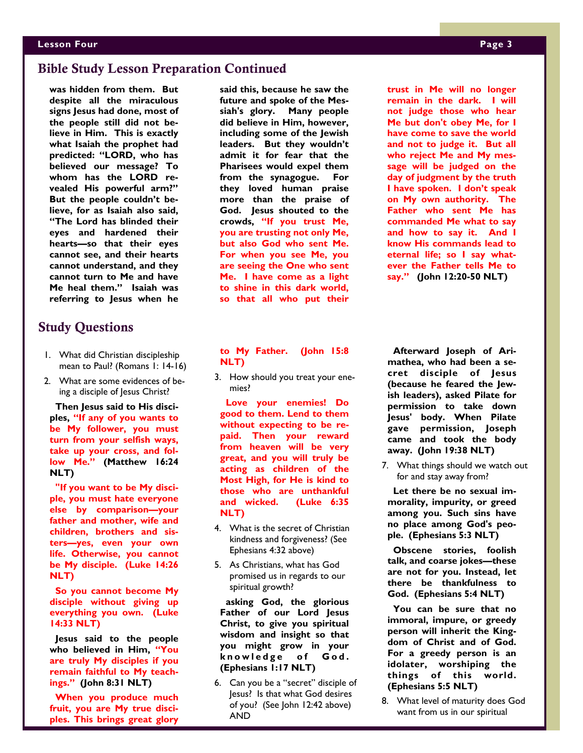## Bible Study Lesson Preparation Continued

**was hidden from them. But despite all the miraculous signs Jesus had done, most of the people still did not believe in Him. This is exactly what Isaiah the prophet had predicted: "LORD, who has believed our message? To whom has the LORD revealed His powerful arm?" But the people couldn't believe, for as Isaiah also said, "The Lord has blinded their eyes and hardened their hearts—so that their eyes cannot see, and their hearts cannot understand, and they cannot turn to Me and have Me heal them." Isaiah was referring to Jesus when he said this, because he saw the future and spoke of the Messiah's glory. Many people did believe in Him, however, including some of the Jewish leaders. But they wouldn't admit it for fear that the Pharisees would expel them from the synagogue. For they loved human praise more than the praise of God. Jesus shouted to the crowds, "If you trust Me, you are trusting not only Me, but also God who sent Me. For when you see Me, you are seeing the One who sent Me. I have come as a light to shine in this dark world, so that all who put their trust in Me will no longer remain in the dark. I will not judge those who hear Me but don't obey Me, for I have come to save the world and not to judge it. But all who reject Me and My message will be judged on the day of judgment by the truth I have spoken. I don't speak on My own authority. The Father who sent Me has commanded Me what to say and how to say it. And I know His commands lead to eternal life; so I say whatever the Father tells Me to say." (John 12:20-50 NLT)**

## Study Questions

1. What did Christian discipleship mean to Paul? (Romans 1: 14-16)
2. What are some evidences of being a disciple of Jesus Christ?

**Then Jesus said to His disciples, "If any of you wants to be My follower, you must turn from your selfish ways, take up your cross, and follow Me." (Matthew 16:24 NLT)**

**"If you want to be My disciple, you must hate everyone else by comparison—your father and mother, wife and children, brothers and sisters—yes, even your own life. Otherwise, you cannot be My disciple. (Luke 14:26 NLT)**

**So you cannot become My disciple without giving up everything you own. (Luke 14:33 NLT)**

**Jesus said to the people who believed in Him, "You are truly My disciples if you remain faithful to My teachings." (John 8:31 NLT)**

**When you produce much fruit, you are My true disciples. This brings great glory to My Father. (John 15:8 NLT)**

3. How should you treat your enemies?

**Love your enemies! Do good to them. Lend to them without expecting to be repaid. Then your reward from heaven will be very great, and you will truly be acting as children of the Most High, for He is kind to those who are unthankful and wicked. (Luke 6:35 NLT)**

4. What is the secret of Christian kindness and forgiveness? (See Ephesians 4:32 above)
5. As Christians, what has God promised us in regards to our spiritual growth?

**asking God, the glorious Father of our Lord Jesus Christ, to give you spiritual wisdom and insight so that you might grow in your knowledge of God. (Ephesians 1:17 NLT)**

6. Can you be a "secret" disciple of Jesus? Is that what God desires of you? (See John 12:42 above) AND

**Afterward Joseph of Arimathea, who had been a secret disciple of Jesus (because he feared the Jewish leaders), asked Pilate for permission to take down Jesus' body. When Pilate gave permission, Joseph came and took the body away. (John 19:38 NLT)**

7. What things should we watch out for and stay away from?

**Let there be no sexual immorality, impurity, or greed among you. Such sins have no place among God's people. (Ephesians 5:3 NLT)**

**Obscene stories, foolish talk, and coarse jokes—these are not for you. Instead, let there be thankfulness to God. (Ephesians 5:4 NLT)**

**You can be sure that no immoral, impure, or greedy person will inherit the Kingdom of Christ and of God. For a greedy person is an idolater, worshiping the things of this world. (Ephesians 5:5 NLT)**

8. What level of maturity does God want from us in our spiritual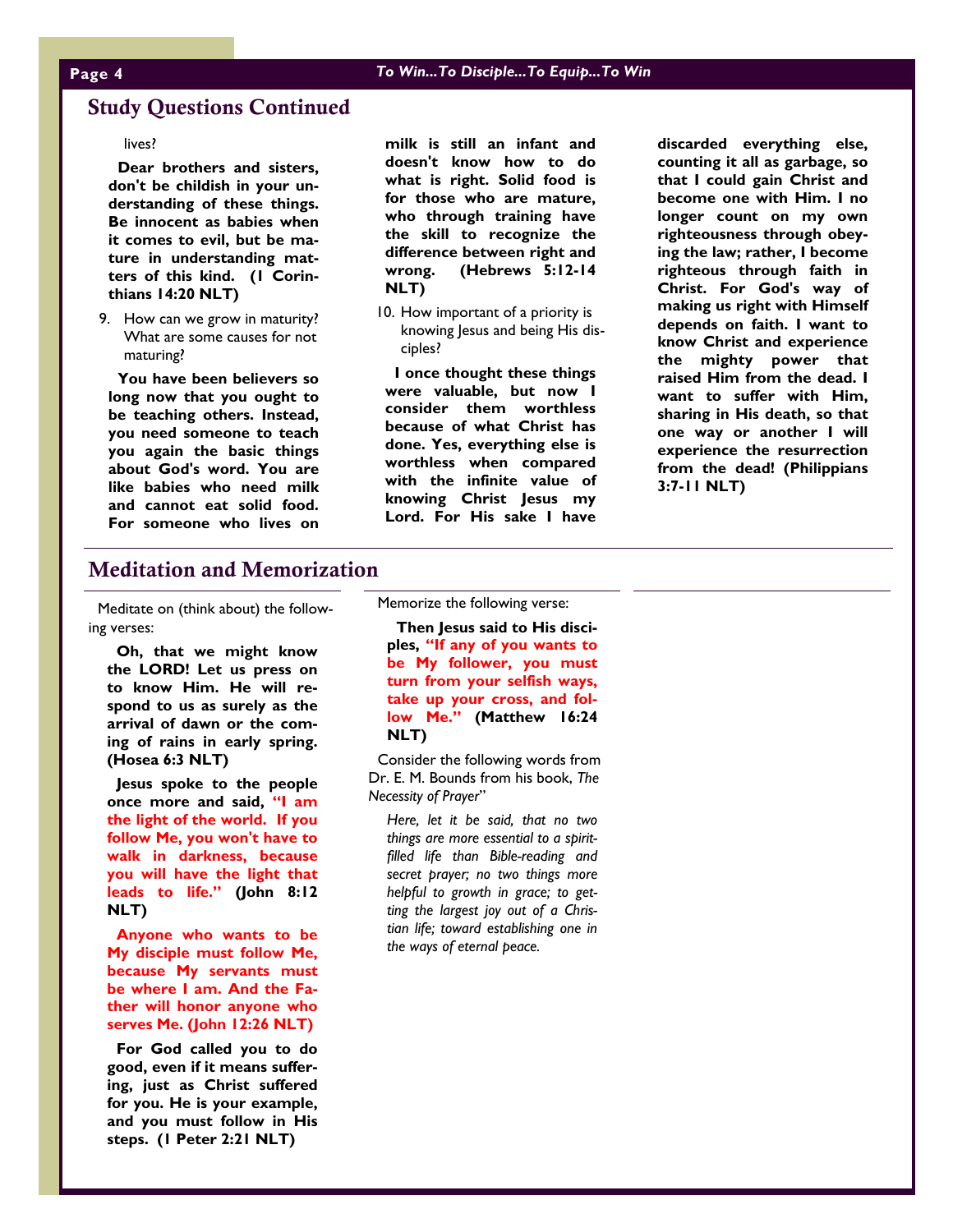## Study Questions Continued

lives?

**Dear brothers and sisters, don't be childish in your understanding of these things. Be innocent as babies when it comes to evil, but be mature in understanding matters of this kind. (1 Corinthians 14:20 NLT)**

9. How can we grow in maturity? What are some causes for not maturing?

**You have been believers so long now that you ought to be teaching others. Instead, you need someone to teach you again the basic things about God's word. You are like babies who need milk and cannot eat solid food. For someone who lives on milk is still an infant and doesn't know how to do what is right. Solid food is for those who are mature, who through training have the skill to recognize the difference between right and wrong. (Hebrews 5:12-14 NLT)**

10. How important of a priority is knowing Jesus and being His disciples?

**I once thought these things were valuable, but now I consider them worthless because of what Christ has done. Yes, everything else is worthless when compared with the infinite value of knowing Christ Jesus my Lord. For His sake I have discarded everything else, counting it all as garbage, so that I could gain Christ and become one with Him. I no longer count on my own righteousness through obeying the law; rather, I become righteous through faith in Christ. For God's way of making us right with Himself depends on faith. I want to know Christ and experience the mighty power that raised Him from the dead. I want to suffer with Him, sharing in His death, so that one way or another I will experience the resurrection from the dead! (Philippians 3:7-11 NLT)**

## Meditation and Memorization

Meditate on (think about) the following verses:

**Oh, that we might know the LORD! Let us press on to know Him. He will respond to us as surely as the arrival of dawn or the coming of rains in early spring. (Hosea 6:3 NLT)**

**Jesus spoke to the people once more and said, "I am the light of the world. If you follow Me, you won't have to walk in darkness, because you will have the light that leads to life." (John 8:12 NLT)**

**Anyone who wants to be My disciple must follow Me, because My servants must be where I am. And the Father will honor anyone who serves Me. (John 12:26 NLT)**

**For God called you to do good, even if it means suffering, just as Christ suffered for you. He is your example, and you must follow in His steps. (1 Peter 2:21 NLT)**

Memorize the following verse:

**Then Jesus said to His disciples, "If any of you wants to be My follower, you must turn from your selfish ways, take up your cross, and follow Me." (Matthew 16:24 NLT)**

Consider the following words from Dr. E. M. Bounds from his book, *The Necessity of Prayer*"

*Here, let it be said, that no two things are more essential to a spirit-filled life than Bible-reading and secret prayer; no two things more helpful to growth in grace; to getting the largest joy out of a Christian life; toward establishing one in the ways of eternal peace.*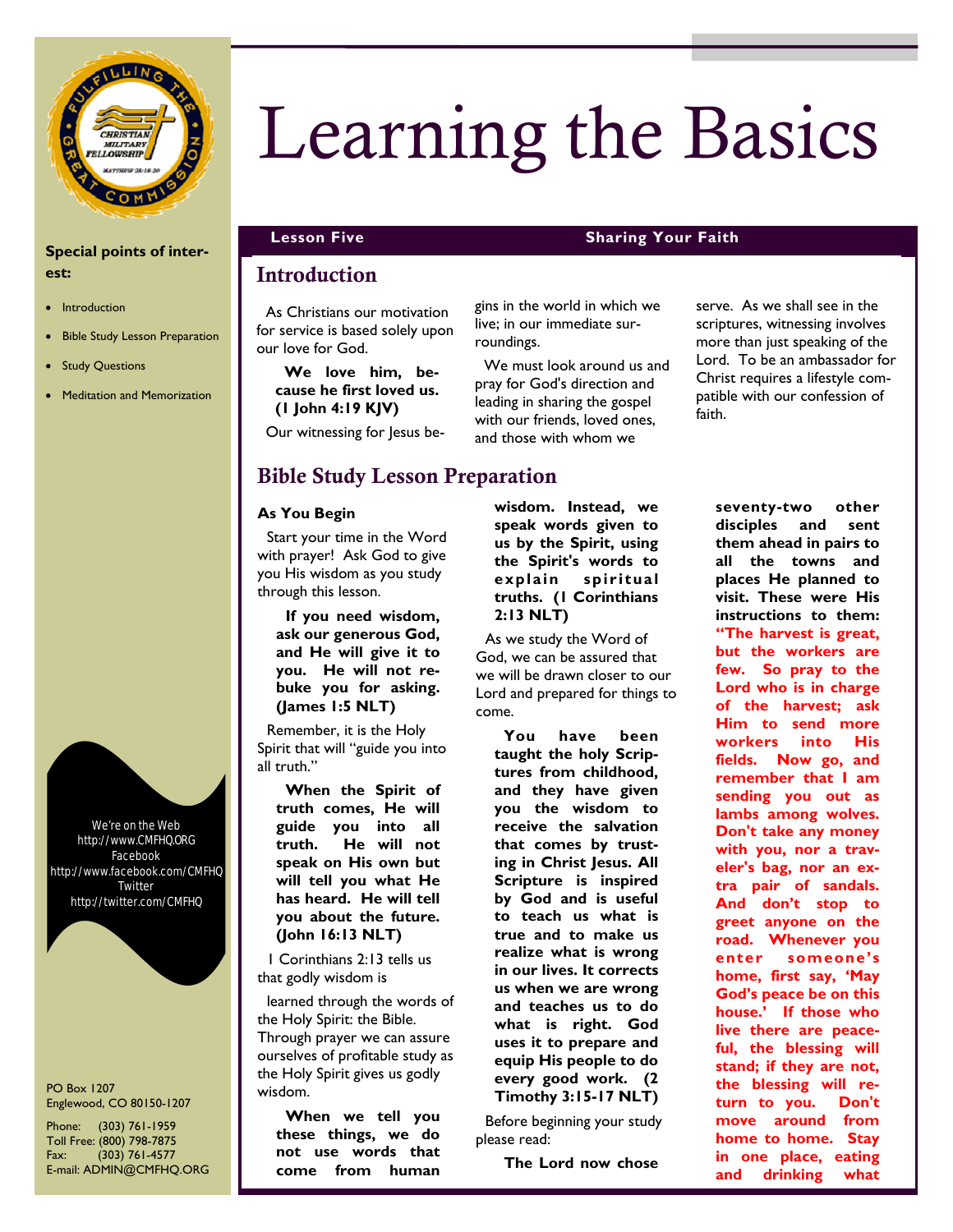# Learning the Basics

**Lesson Five** **Sharing Your Faith**

**Special points of interest:**

- Introduction
- Bible Study Lesson Preparation
- Study Questions
- Meditation and Memorization

We're on the Web
http://www.CMFHQ.ORG
Facebook
http://www.facebook.com/CMFHQ
Twitter
http://twitter.com/CMFHQ

PO Box 1207
Englewood, CO 80150-1207

Phone: (303) 761-1959
Toll Free: (800) 798-7875
Fax: (303) 761-4577
E-mail: ADMIN@CMFHQ.ORG

## Introduction

As Christians our motivation for service is based solely upon our love for God.

> **We love him, because he first loved us. (I John 4:19 KJV)**

Our witnessing for Jesus begins in the world in which we live; in our immediate surroundings.

We must look around us and pray for God's direction and leading in sharing the gospel with our friends, loved ones, and those with whom we serve. As we shall see in the scriptures, witnessing involves more than just speaking of the Lord. To be an ambassador for Christ requires a lifestyle compatible with our confession of faith.

## Bible Study Lesson Preparation

**As You Begin**

Start your time in the Word with prayer! Ask God to give you His wisdom as you study through this lesson.

> **If you need wisdom, ask our generous God, and He will give it to you. He will not rebuke you for asking. (James 1:5 NLT)**

Remember, it is the Holy Spirit that will "guide you into all truth."

> **When the Spirit of truth comes, He will guide you into all truth. He will not speak on His own but will tell you what He has heard. He will tell you about the future. (John 16:13 NLT)**

I Corinthians 2:13 tells us that godly wisdom is learned through the words of the Holy Spirit: the Bible. Through prayer we can assure ourselves of profitable study as the Holy Spirit gives us godly wisdom.

> **When we tell you these things, we do not use words that come from human wisdom. Instead, we speak words given to us by the Spirit, using the Spirit's words to explain spiritual truths. (1 Corinthians 2:13 NLT)**

As we study the Word of God, we can be assured that we will be drawn closer to our Lord and prepared for things to come.

> **You have been taught the holy Scriptures from childhood, and they have given you the wisdom to receive the salvation that comes by trusting in Christ Jesus. All Scripture is inspired by God and is useful to teach us what is true and to make us realize what is wrong in our lives. It corrects us when we are wrong and teaches us to do what is right. God uses it to prepare and equip His people to do every good work. (2 Timothy 3:15-17 NLT)**

Before beginning your study please read:

> **The Lord now chose seventy-two other disciples and sent them ahead in pairs to all the towns and places He planned to visit. These were His instructions to them: "The harvest is great, but the workers are few. So pray to the Lord who is in charge of the harvest; ask Him to send more workers into His fields. Now go, and remember that I am sending you out as lambs among wolves. Don't take any money with you, nor a traveler's bag, nor an extra pair of sandals. And don't stop to greet anyone on the road. Whenever you enter someone's home, first say, 'May God's peace be on this house.' If those who live there are peaceful, the blessing will stand; if they are not, the blessing will return to you. Don't move around from home to home. Stay in one place, eating and drinking what**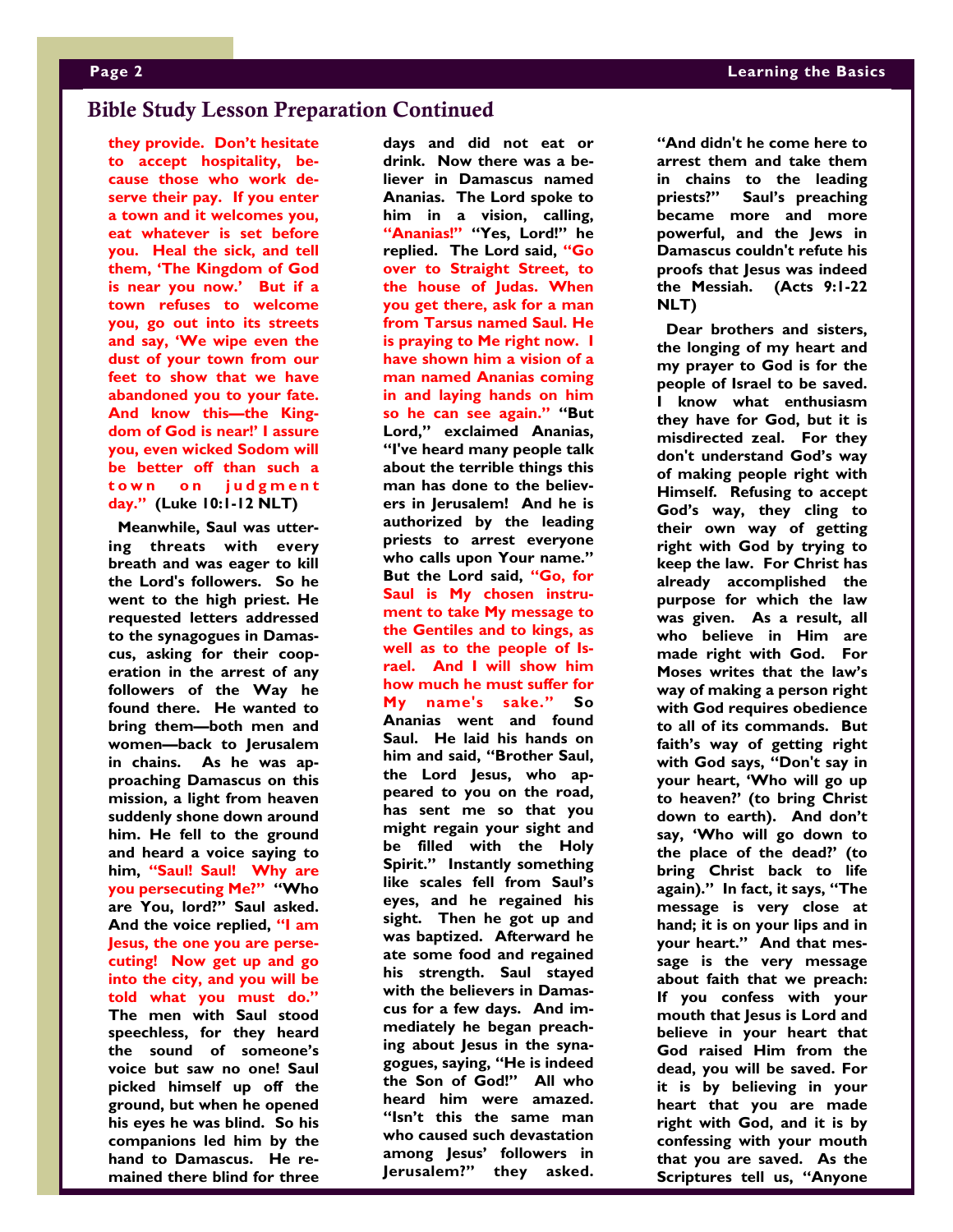## Bible Study Lesson Preparation Continued

**they provide. Don't hesitate to accept hospitality, because those who work deserve their pay. If you enter a town and it welcomes you, eat whatever is set before you. Heal the sick, and tell them, 'The Kingdom of God is near you now.' But if a town refuses to welcome you, go out into its streets and say, 'We wipe even the dust of your town from our feet to show that we have abandoned you to your fate. And know this—the Kingdom of God is near!' I assure you, even wicked Sodom will be better off than such a town on judgment day." (Luke 10:1-12 NLT)**

**Meanwhile, Saul was uttering threats with every breath and was eager to kill the Lord's followers. So he went to the high priest. He requested letters addressed to the synagogues in Damascus, asking for their cooperation in the arrest of any followers of the Way he found there. He wanted to bring them—both men and women—back to Jerusalem in chains. As he was approaching Damascus on this mission, a light from heaven suddenly shone down around him. He fell to the ground and heard a voice saying to him, "Saul! Saul! Why are you persecuting Me?" "Who are You, lord?" Saul asked. And the voice replied, "I am Jesus, the one you are persecuting! Now get up and go into the city, and you will be told what you must do." The men with Saul stood speechless, for they heard the sound of someone's voice but saw no one! Saul picked himself up off the ground, but when he opened his eyes he was blind. So his companions led him by the hand to Damascus. He remained there blind for three days and did not eat or drink. Now there was a believer in Damascus named Ananias. The Lord spoke to him in a vision, calling, "Ananias!" "Yes, Lord!" he replied. The Lord said, "Go over to Straight Street, to the house of Judas. When you get there, ask for a man from Tarsus named Saul. He is praying to Me right now. I have shown him a vision of a man named Ananias coming in and laying hands on him so he can see again." "But Lord," exclaimed Ananias, "I've heard many people talk about the terrible things this man has done to the believers in Jerusalem! And he is authorized by the leading priests to arrest everyone who calls upon Your name." But the Lord said, "Go, for Saul is My chosen instrument to take My message to the Gentiles and to kings, as well as to the people of Israel. And I will show him how much he must suffer for My name's sake." So Ananias went and found Saul. He laid his hands on him and said, "Brother Saul, the Lord Jesus, who appeared to you on the road, has sent me so that you might regain your sight and be filled with the Holy Spirit." Instantly something like scales fell from Saul's eyes, and he regained his sight. Then he got up and was baptized. Afterward he ate some food and regained his strength. Saul stayed with the believers in Damascus for a few days. And immediately he began preaching about Jesus in the synagogues, saying, "He is indeed the Son of God!" All who heard him were amazed. "Isn't this the same man who caused such devastation among Jesus' followers in Jerusalem?" they asked. "And didn't he come here to arrest them and take them in chains to the leading priests?" Saul's preaching became more and more powerful, and the Jews in Damascus couldn't refute his proofs that Jesus was indeed the Messiah. (Acts 9:1-22 NLT)**

**Dear brothers and sisters, the longing of my heart and my prayer to God is for the people of Israel to be saved. I know what enthusiasm they have for God, but it is misdirected zeal. For they don't understand God's way of making people right with Himself. Refusing to accept God's way, they cling to their own way of getting right with God by trying to keep the law. For Christ has already accomplished the purpose for which the law was given. As a result, all who believe in Him are made right with God. For Moses writes that the law's way of making a person right with God requires obedience to all of its commands. But faith's way of getting right with God says, "Don't say in your heart, 'Who will go up to heaven?' (to bring Christ down to earth). And don't say, 'Who will go down to the place of the dead?' (to bring Christ back to life again)." In fact, it says, "The message is very close at hand; it is on your lips and in your heart." And that message is the very message about faith that we preach: If you confess with your mouth that Jesus is Lord and believe in your heart that God raised Him from the dead, you will be saved. For it is by believing in your heart that you are made right with God, and it is by confessing with your mouth that you are saved. As the Scriptures tell us, "Anyone**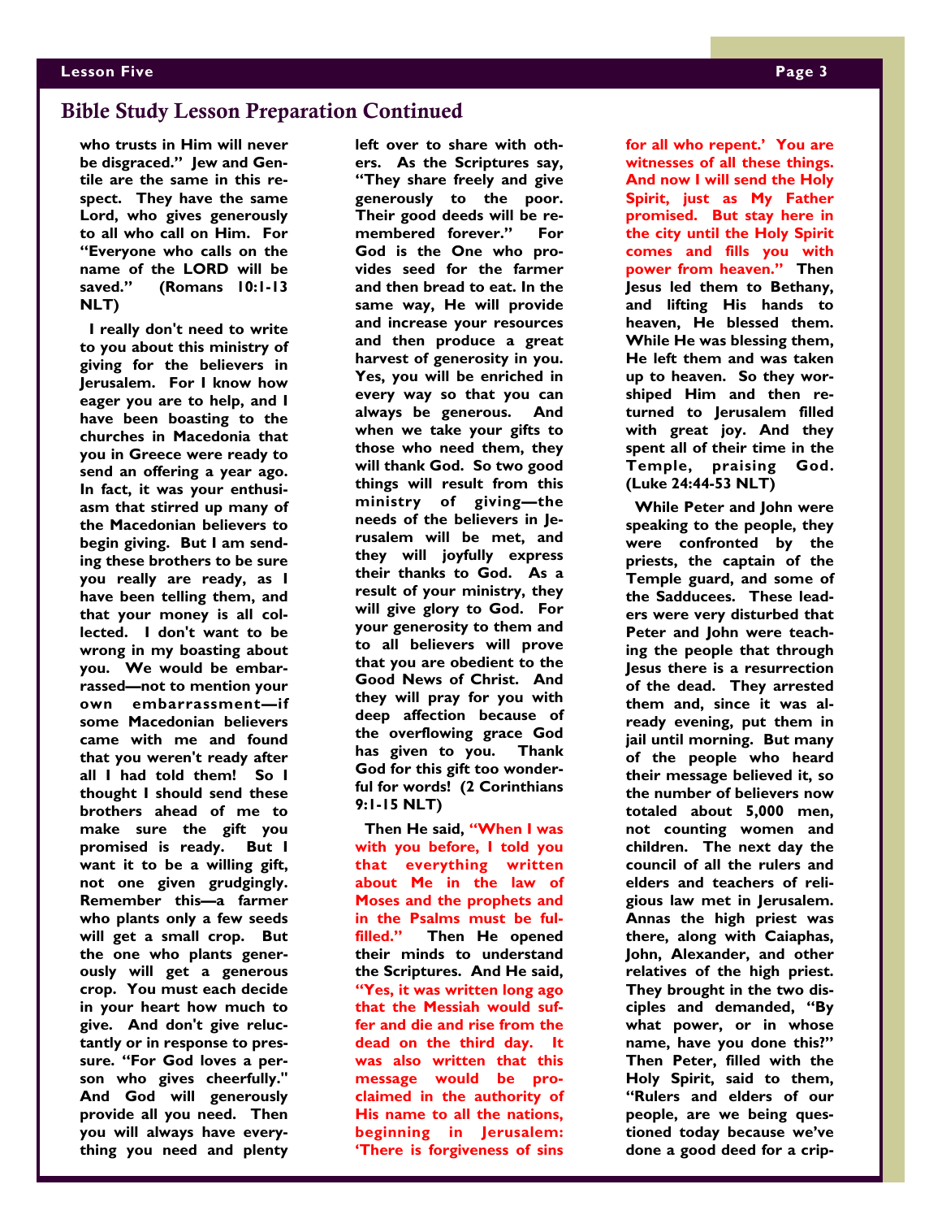## Bible Study Lesson Preparation Continued

**who trusts in Him will never be disgraced." Jew and Gentile are the same in this respect. They have the same Lord, who gives generously to all who call on Him. For "Everyone who calls on the name of the LORD will be saved." (Romans 10:1-13 NLT)**

**I really don't need to write to you about this ministry of giving for the believers in Jerusalem. For I know how eager you are to help, and I have been boasting to the churches in Macedonia that you in Greece were ready to send an offering a year ago. In fact, it was your enthusiasm that stirred up many of the Macedonian believers to begin giving. But I am sending these brothers to be sure you really are ready, as I have been telling them, and that your money is all collected. I don't want to be wrong in my boasting about you. We would be embarrassed—not to mention your own embarrassment—if some Macedonian believers came with me and found that you weren't ready after all I had told them! So I thought I should send these brothers ahead of me to make sure the gift you promised is ready. But I want it to be a willing gift, not one given grudgingly. Remember this—a farmer who plants only a few seeds will get a small crop. But the one who plants generously will get a generous crop. You must each decide in your heart how much to give. And don't give reluctantly or in response to pressure. "For God loves a person who gives cheerfully." And God will generously provide all you need. Then you will always have everything you need and plenty left over to share with others. As the Scriptures say, "They share freely and give generously to the poor. Their good deeds will be remembered forever." For God is the One who provides seed for the farmer and then bread to eat. In the same way, He will provide and increase your resources and then produce a great harvest of generosity in you. Yes, you will be enriched in every way so that you can always be generous. And when we take your gifts to those who need them, they will thank God. So two good things will result from this ministry of giving—the needs of the believers in Jerusalem will be met, and they will joyfully express their thanks to God. As a result of your ministry, they will give glory to God. For your generosity to them and to all believers will prove that you are obedient to the Good News of Christ. And they will pray for you with deep affection because of the overflowing grace God has given to you. Thank God for this gift too wonderful for words! (2 Corinthians 9:1-15 NLT)**

**Then He said, "When I was with you before, I told you that everything written about Me in the law of Moses and the prophets and in the Psalms must be fulfilled." Then He opened their minds to understand the Scriptures. And He said, "Yes, it was written long ago that the Messiah would suffer and die and rise from the dead on the third day. It was also written that this message would be proclaimed in the authority of His name to all the nations, beginning in Jerusalem: 'There is forgiveness of sins for all who repent.' You are witnesses of all these things. And now I will send the Holy Spirit, just as My Father promised. But stay here in the city until the Holy Spirit comes and fills you with power from heaven." Then Jesus led them to Bethany, and lifting His hands to heaven, He blessed them. While He was blessing them, He left them and was taken up to heaven. So they worshiped Him and then returned to Jerusalem filled with great joy. And they spent all of their time in the Temple, praising God. (Luke 24:44-53 NLT)**

**While Peter and John were speaking to the people, they were confronted by the priests, the captain of the Temple guard, and some of the Sadducees. These leaders were very disturbed that Peter and John were teaching the people that through Jesus there is a resurrection of the dead. They arrested them and, since it was already evening, put them in jail until morning. But many of the people who heard their message believed it, so the number of believers now totaled about 5,000 men, not counting women and children. The next day the council of all the rulers and elders and teachers of religious law met in Jerusalem. Annas the high priest was there, along with Caiaphas, John, Alexander, and other relatives of the high priest. They brought in the two disciples and demanded, "By what power, or in whose name, have you done this?" Then Peter, filled with the Holy Spirit, said to them, "Rulers and elders of our people, are we being questioned today because we've done a good deed for a crip-**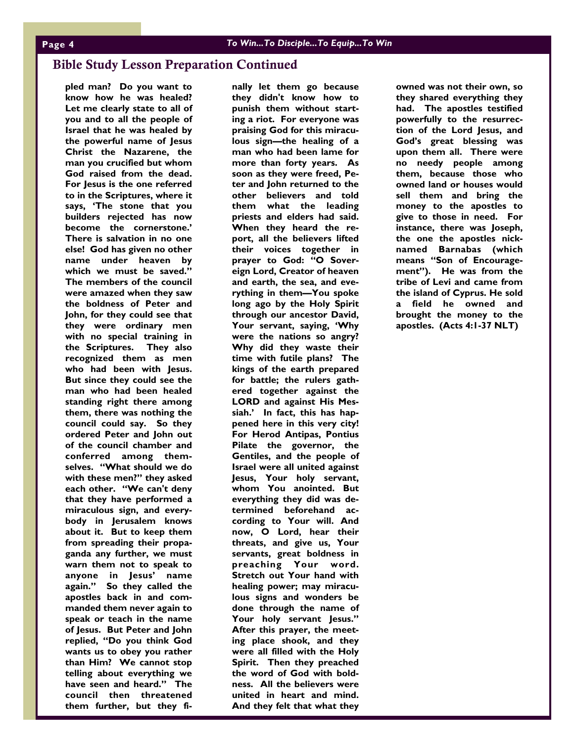## Bible Study Lesson Preparation Continued

**pled man? Do you want to know how he was healed? Let me clearly state to all of you and to all the people of Israel that he was healed by the powerful name of Jesus Christ the Nazarene, the man you crucified but whom God raised from the dead. For Jesus is the one referred to in the Scriptures, where it says, 'The stone that you builders rejected has now become the cornerstone.' There is salvation in no one else! God has given no other name under heaven by which we must be saved." The members of the council were amazed when they saw the boldness of Peter and John, for they could see that they were ordinary men with no special training in the Scriptures. They also recognized them as men who had been with Jesus. But since they could see the man who had been healed standing right there among them, there was nothing the council could say. So they ordered Peter and John out of the council chamber and conferred among themselves. "What should we do with these men?" they asked each other. "We can't deny that they have performed a miraculous sign, and everybody in Jerusalem knows about it. But to keep them from spreading their propaganda any further, we must warn them not to speak to anyone in Jesus' name again." So they called the apostles back in and commanded them never again to speak or teach in the name of Jesus. But Peter and John replied, "Do you think God wants us to obey you rather than Him? We cannot stop telling about everything we have seen and heard." The council then threatened them further, but they finally let them go because they didn't know how to punish them without starting a riot. For everyone was praising God for this miraculous sign—the healing of a man who had been lame for more than forty years. As soon as they were freed, Peter and John returned to the other believers and told them what the leading priests and elders had said. When they heard the report, all the believers lifted their voices together in prayer to God: "O Sovereign Lord, Creator of heaven and earth, the sea, and everything in them—You spoke long ago by the Holy Spirit through our ancestor David, Your servant, saying, 'Why were the nations so angry? Why did they waste their time with futile plans? The kings of the earth prepared for battle; the rulers gathered together against the LORD and against His Messiah.' In fact, this has happened here in this very city! For Herod Antipas, Pontius Pilate the governor, the Gentiles, and the people of Israel were all united against Jesus, Your holy servant, whom You anointed. But everything they did was determined beforehand according to Your will. And now, O Lord, hear their threats, and give us, Your servants, great boldness in preaching Your word. Stretch out Your hand with healing power; may miraculous signs and wonders be done through the name of Your holy servant Jesus." After this prayer, the meeting place shook, and they were all filled with the Holy Spirit. Then they preached the word of God with boldness. All the believers were united in heart and mind. And they felt that what they owned was not their own, so they shared everything they had. The apostles testified powerfully to the resurrection of the Lord Jesus, and God's great blessing was upon them all. There were no needy people among them, because those who owned land or houses would sell them and bring the money to the apostles to give to those in need. For instance, there was Joseph, the one the apostles nicknamed Barnabas (which means "Son of Encouragement"). He was from the tribe of Levi and came from the island of Cyprus. He sold a field he owned and brought the money to the apostles. (Acts 4:1-37 NLT)**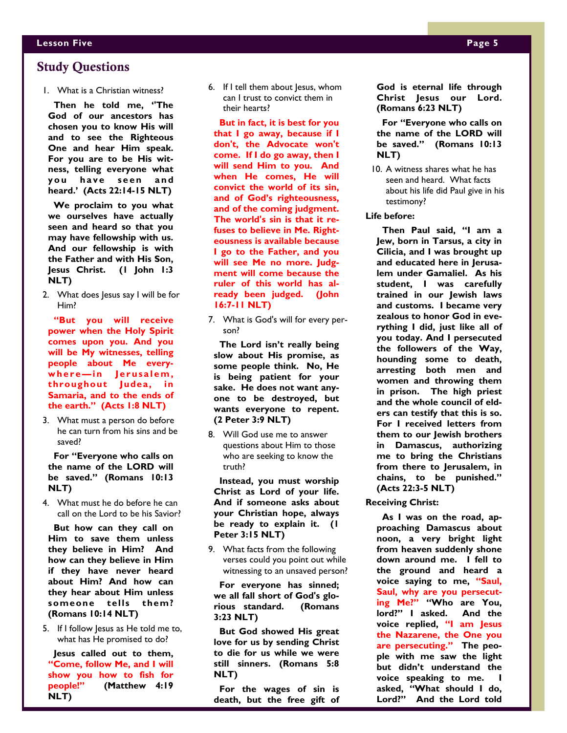## Study Questions

1. What is a Christian witness?

**Then he told me, "The God of our ancestors has chosen you to know His will and to see the Righteous One and hear Him speak. For you are to be His witness, telling everyone what you have seen and heard.' (Acts 22:14-15 NLT)**

**We proclaim to you what we ourselves have actually seen and heard so that you may have fellowship with us. And our fellowship is with the Father and with His Son, Jesus Christ. (1 John 1:3 NLT)**

2. What does Jesus say I will be for Him?

**"But you will receive power when the Holy Spirit comes upon you. And you will be My witnesses, telling people about Me everywhere—in Jerusalem, throughout Judea, in Samaria, and to the ends of the earth." (Acts 1:8 NLT)**

3. What must a person do before he can turn from his sins and be saved?

**For "Everyone who calls on the name of the LORD will be saved." (Romans 10:13 NLT)**

4. What must he do before he can call on the Lord to be his Savior?

**But how can they call on Him to save them unless they believe in Him? And how can they believe in Him if they have never heard about Him? And how can they hear about Him unless someone tells them? (Romans 10:14 NLT)**

5. If I follow Jesus as He told me to, what has He promised to do?

**Jesus called out to them, "Come, follow Me, and I will show you how to fish for people!" (Matthew 4:19 NLT)**

6. If I tell them about Jesus, whom can I trust to convict them in their hearts?

**But in fact, it is best for you that I go away, because if I don't, the Advocate won't come. If I do go away, then I will send Him to you. And when He comes, He will convict the world of its sin, and of God's righteousness, and of the coming judgment. The world's sin is that it refuses to believe in Me. Righteousness is available because I go to the Father, and you will see Me no more. Judgment will come because the ruler of this world has already been judged. (John 16:7-11 NLT)**

7. What is God's will for every person?

**The Lord isn't really being slow about His promise, as some people think. No, He is being patient for your sake. He does not want anyone to be destroyed, but wants everyone to repent. (2 Peter 3:9 NLT)**

8. Will God use me to answer questions about Him to those who are seeking to know the truth?

**Instead, you must worship Christ as Lord of your life. And if someone asks about your Christian hope, always be ready to explain it. (1 Peter 3:15 NLT)**

9. What facts from the following verses could you point out while witnessing to an unsaved person?

**For everyone has sinned; we all fall short of God's glorious standard. (Romans 3:23 NLT)**

**But God showed His great love for us by sending Christ to die for us while we were still sinners. (Romans 5:8 NLT)**

**For the wages of sin is death, but the free gift of God is eternal life through Christ Jesus our Lord. (Romans 6:23 NLT)**

**For "Everyone who calls on the name of the LORD will be saved." (Romans 10:13 NLT)**

10. A witness shares what he has seen and heard. What facts about his life did Paul give in his testimony?

**Life before:**

**Then Paul said, "I am a Jew, born in Tarsus, a city in Cilicia, and I was brought up and educated here in Jerusalem under Gamaliel. As his student, I was carefully trained in our Jewish laws and customs. I became very zealous to honor God in everything I did, just like all of you today. And I persecuted the followers of the Way, hounding some to death, arresting both men and women and throwing them in prison. The high priest and the whole council of elders can testify that this is so. For I received letters from them to our Jewish brothers in Damascus, authorizing me to bring the Christians from there to Jerusalem, in chains, to be punished." (Acts 22:3-5 NLT)**

**Receiving Christ:**

**As I was on the road, approaching Damascus about noon, a very bright light from heaven suddenly shone down around me. I fell to the ground and heard a voice saying to me, "Saul, Saul, why are you persecuting Me?" "Who are You, lord?" I asked. And the voice replied, "I am Jesus the Nazarene, the One you are persecuting." The people with me saw the light but didn't understand the voice speaking to me. I asked, "What should I do, Lord?" And the Lord told**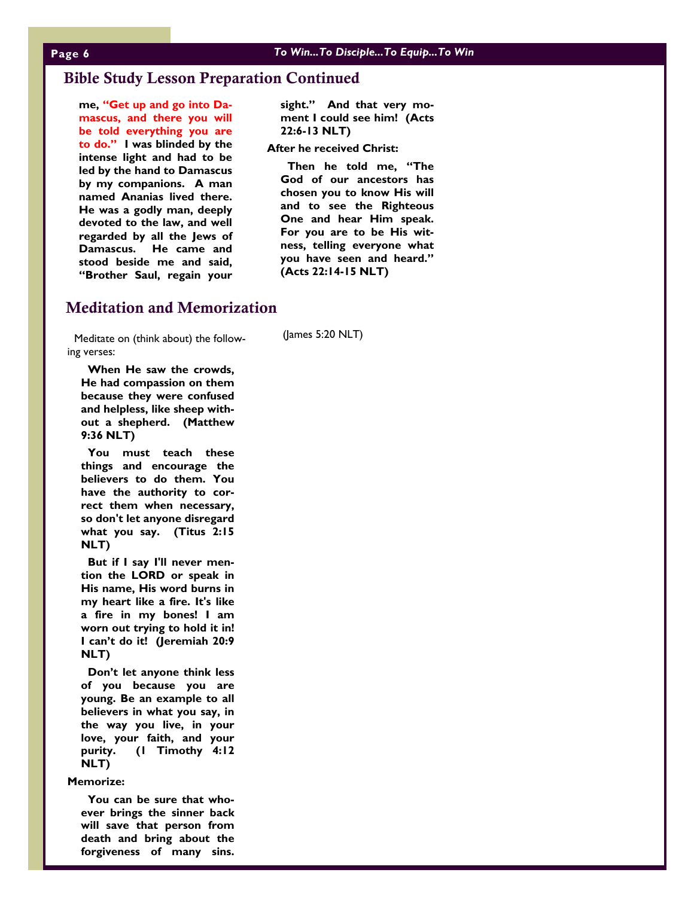## Bible Study Lesson Preparation Continued

**me, "Get up and go into Damascus, and there you will be told everything you are to do." I was blinded by the intense light and had to be led by the hand to Damascus by my companions. A man named Ananias lived there. He was a godly man, deeply devoted to the law, and well regarded by all the Jews of Damascus. He came and stood beside me and said, "Brother Saul, regain your sight." And that very moment I could see him! (Acts 22:6-13 NLT)**

**After he received Christ:**

**Then he told me, "The God of our ancestors has chosen you to know His will and to see the Righteous One and hear Him speak. For you are to be His witness, telling everyone what you have seen and heard." (Acts 22:14-15 NLT)**

## Meditation and Memorization

Meditate on (think about) the following verses:

**When He saw the crowds, He had compassion on them because they were confused and helpless, like sheep without a shepherd. (Matthew 9:36 NLT)**

**You must teach these things and encourage the believers to do them. You have the authority to correct them when necessary, so don't let anyone disregard what you say. (Titus 2:15 NLT)**

**But if I say I'll never mention the LORD or speak in His name, His word burns in my heart like a fire. It's like a fire in my bones! I am worn out trying to hold it in! I can't do it! (Jeremiah 20:9 NLT)**

**Don't let anyone think less of you because you are young. Be an example to all believers in what you say, in the way you live, in your love, your faith, and your purity. (1 Timothy 4:12 NLT)**

**Memorize:**

**You can be sure that whoever brings the sinner back will save that person from death and bring about the forgiveness of many sins.** (James 5:20 NLT)